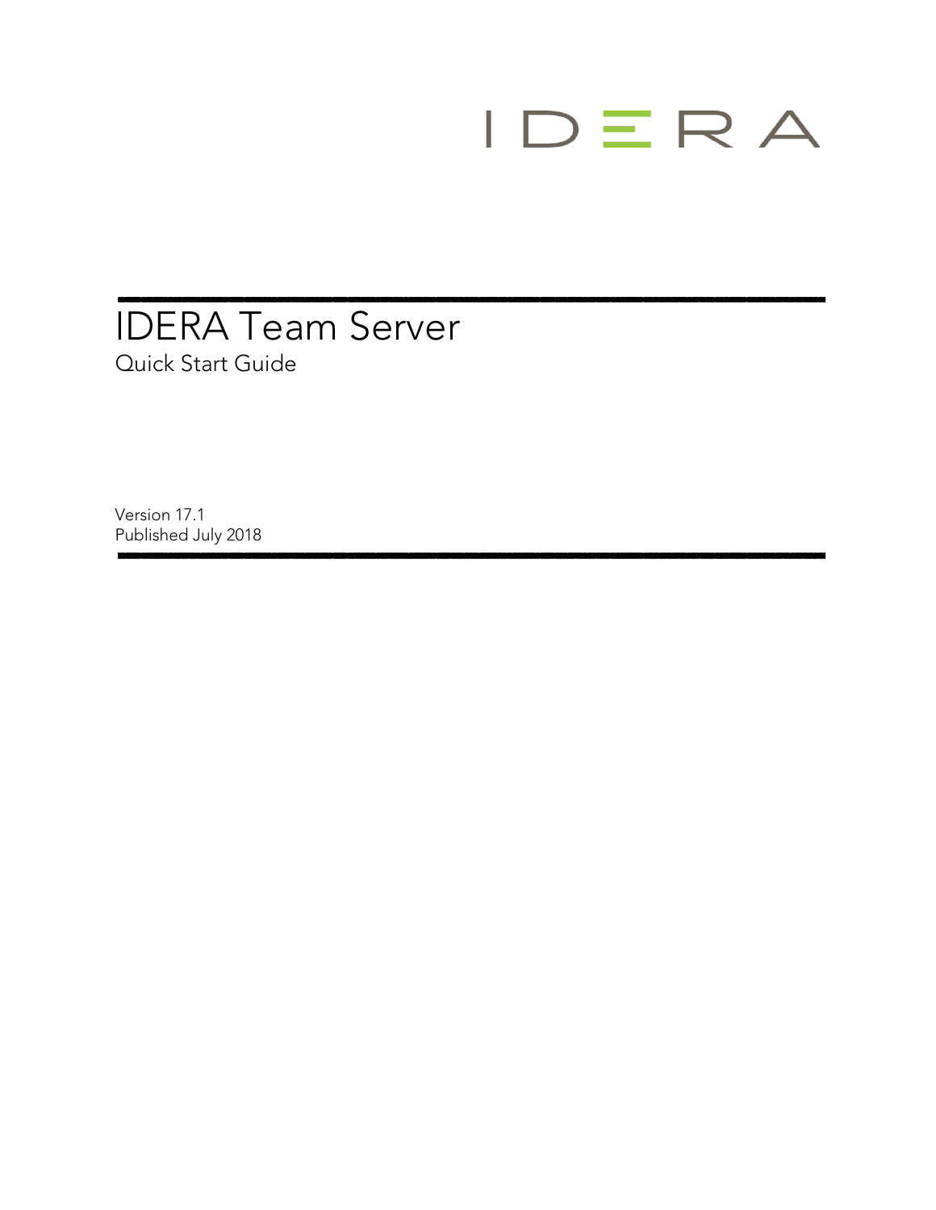IDERA

# IDERA Team Server

## Quick Start Guide

Version 17.1
Published July 2018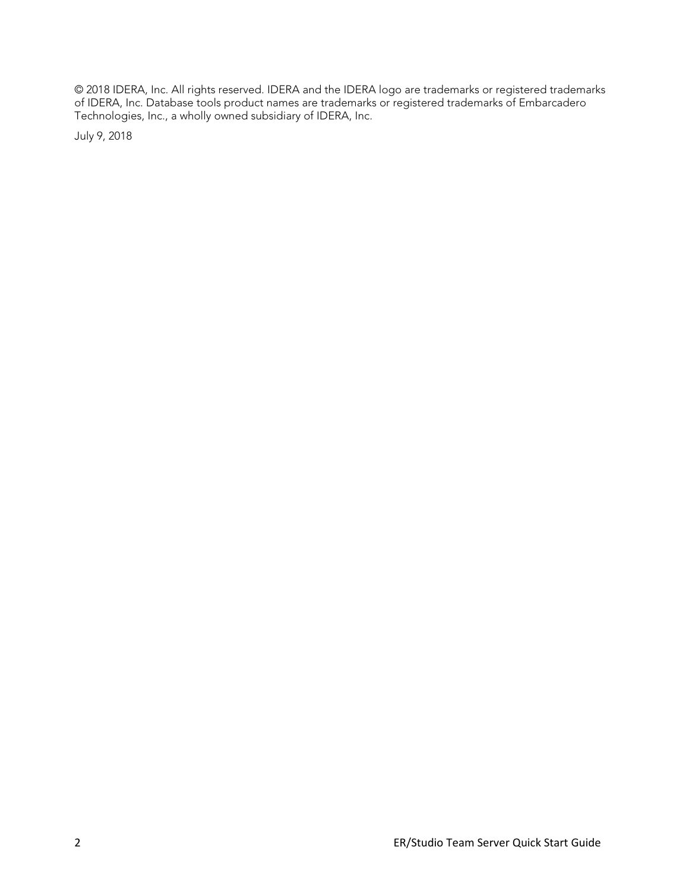© 2018 IDERA, Inc. All rights reserved. IDERA and the IDERA logo are trademarks or registered trademarks of IDERA, Inc. Database tools product names are trademarks or registered trademarks of Embarcadero Technologies, Inc., a wholly owned subsidiary of IDERA, Inc.

July 9, 2018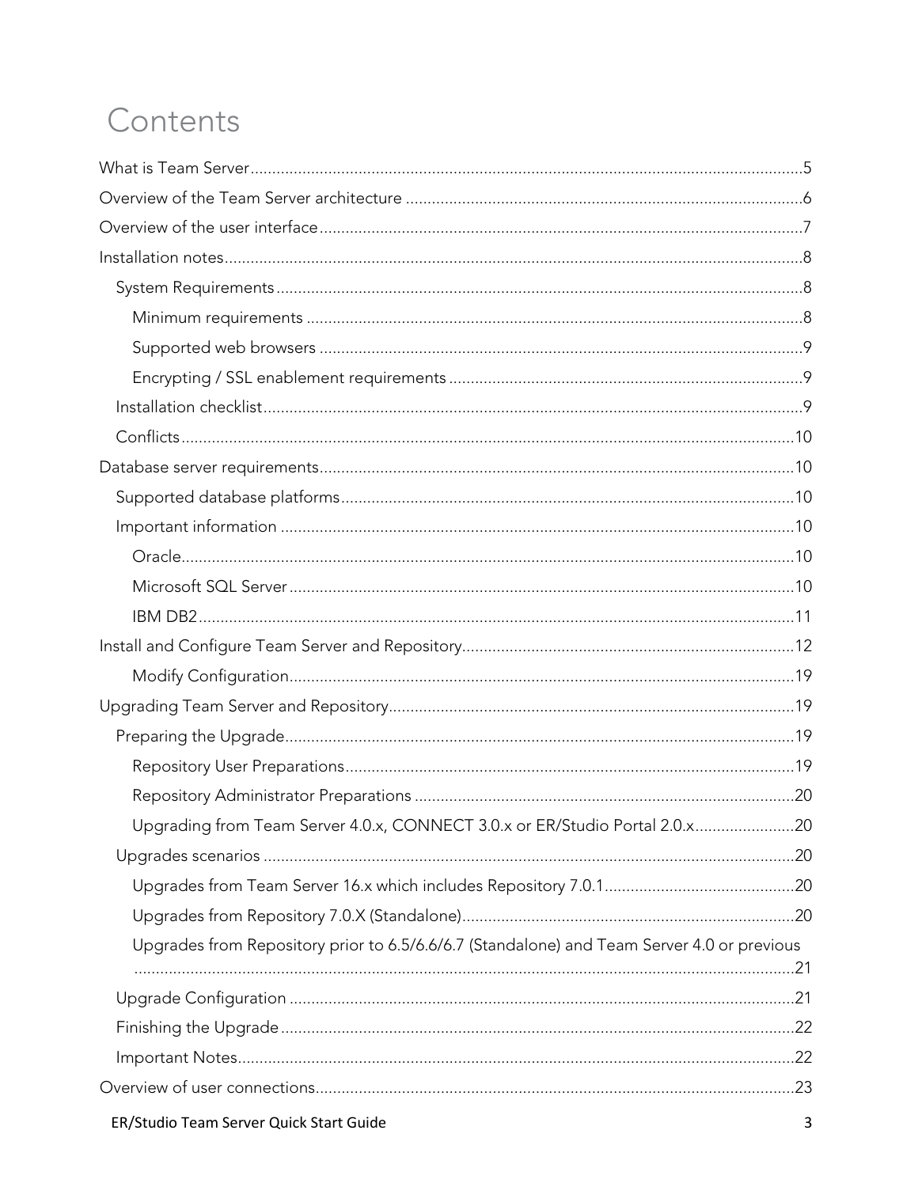# Contents

What is Team Server....................................................................................................................5

Overview of the Team Server architecture ...............................................................................6

Overview of the user interface....................................................................................................7

Installation notes..........................................................................................................................8

- System Requirements.............................................................................................................8
  - Minimum requirements .......................................................................................................8
  - Supported web browsers ....................................................................................................9
  - Encrypting / SSL enablement requirements .......................................................................9
- Installation checklist................................................................................................................9
- Conflicts.................................................................................................................................10

Database server requirements..................................................................................................10

- Supported database platforms.............................................................................................10
- Important information ............................................................................................................10
  - Oracle..................................................................................................................................10
  - Microsoft SQL Server..........................................................................................................10
  - IBM DB2..............................................................................................................................11

Install and Configure Team Server and Repository.................................................................12

- Modify Configuration..........................................................................................................19

Upgrading Team Server and Repository..................................................................................19

- Preparing the Upgrade..........................................................................................................19
  - Repository User Preparations.............................................................................................19
  - Repository Administrator Preparations ..............................................................................20
  - Upgrading from Team Server 4.0.x, CONNECT 3.0.x or ER/Studio Portal 2.0.x......................20
- Upgrades scenarios ..............................................................................................................20
  - Upgrades from Team Server 16.x which includes Repository 7.0.1..................................20
  - Upgrades from Repository 7.0.X (Standalone)...................................................................20
  - Upgrades from Repository prior to 6.5/6.6/6.7 (Standalone) and Team Server 4.0 or previous ..............................................................................................................................21
- Upgrade Configuration .........................................................................................................21
- Finishing the Upgrade...........................................................................................................22
- Important Notes.....................................................................................................................22

Overview of user connections...................................................................................................23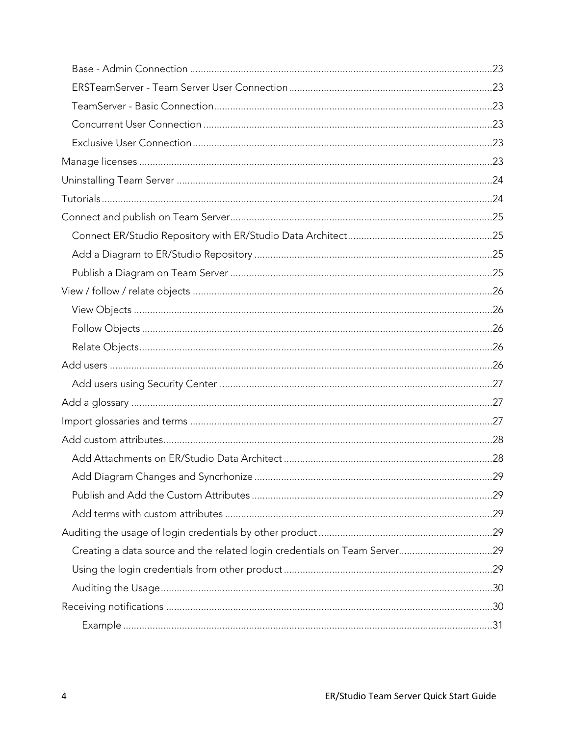- Base - Admin Connection ......23
- ERSTeamServer - Team Server User Connection ......23
- TeamServer - Basic Connection ......23
- Concurrent User Connection ......23
- Exclusive User Connection ......23

Manage licenses ......23

Uninstalling Team Server ......24

Tutorials ......24

Connect and publish on Team Server ......25

- Connect ER/Studio Repository with ER/Studio Data Architect ......25
- Add a Diagram to ER/Studio Repository ......25
- Publish a Diagram on Team Server ......25

View / follow / relate objects ......26

- View Objects ......26
- Follow Objects ......26
- Relate Objects ......26

Add users ......26

- Add users using Security Center ......27

Add a glossary ......27

Import glossaries and terms ......27

Add custom attributes ......28

- Add Attachments on ER/Studio Data Architect ......28
- Add Diagram Changes and Syncrhonize ......29
- Publish and Add the Custom Attributes ......29
- Add terms with custom attributes ......29

Auditing the usage of login credentials by other product ......29

- Creating a data source and the related login credentials on Team Server ......29
- Using the login credentials from other product ......29
- Auditing the Usage ......30

Receiving notifications ......30

- Example ......31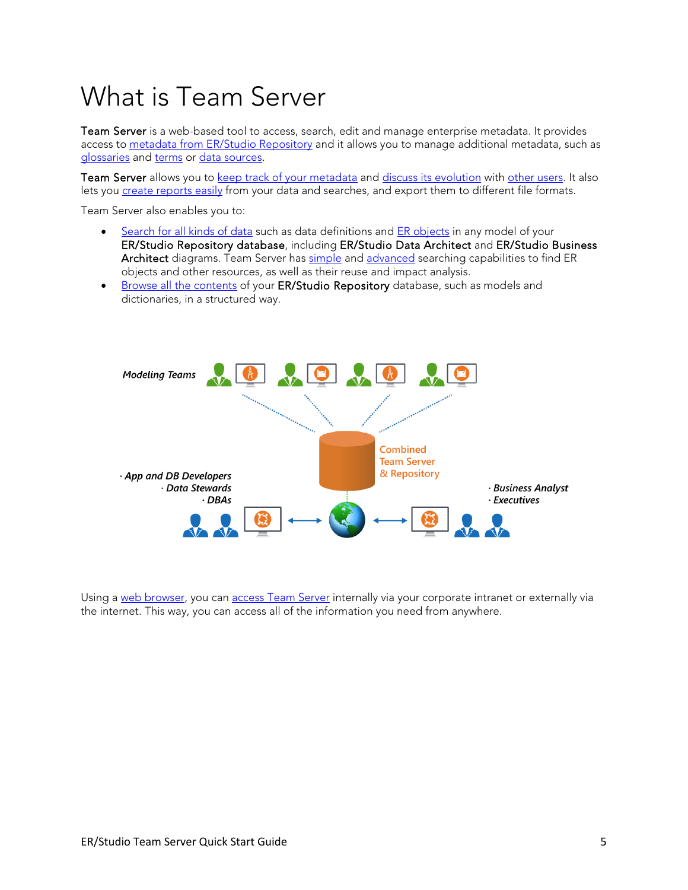# What is Team Server

**Team Server** is a web-based tool to access, search, edit and manage enterprise metadata. It provides access to metadata from ER/Studio Repository and it allows you to manage additional metadata, such as glossaries and terms or data sources.

**Team Server** allows you to keep track of your metadata and discuss its evolution with other users. It also lets you create reports easily from your data and searches, and export them to different file formats.

Team Server also enables you to:

- Search for all kinds of data such as data definitions and ER objects in any model of your **ER/Studio Repository database**, including **ER/Studio Data Architect** and **ER/Studio Business Architect** diagrams. Team Server has simple and advanced searching capabilities to find ER objects and other resources, as well as their reuse and impact analysis.
- Browse all the contents of your **ER/Studio Repository** database, such as models and dictionaries, in a structured way.

Using a web browser, you can access Team Server internally via your corporate intranet or externally via the internet. This way, you can access all of the information you need from anywhere.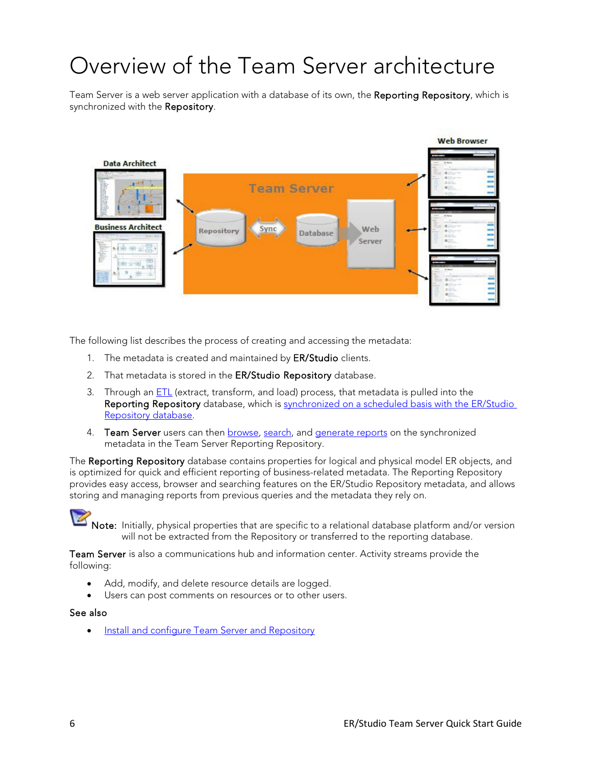# Overview of the Team Server architecture

Team Server is a web server application with a database of its own, the **Reporting Repository**, which is synchronized with the **Repository**.

The following list describes the process of creating and accessing the metadata:

1. The metadata is created and maintained by **ER/Studio** clients.
2. That metadata is stored in the **ER/Studio Repository** database.
3. Through an ETL (extract, transform, and load) process, that metadata is pulled into the **Reporting Repository** database, which is synchronized on a scheduled basis with the ER/Studio Repository database.
4. **Team Server** users can then browse, search, and generate reports on the synchronized metadata in the Team Server Reporting Repository.

The **Reporting Repository** database contains properties for logical and physical model ER objects, and is optimized for quick and efficient reporting of business-related metadata. The Reporting Repository provides easy access, browser and searching features on the ER/Studio Repository metadata, and allows storing and managing reports from previous queries and the metadata they rely on.

**Note:** Initially, physical properties that are specific to a relational database platform and/or version will not be extracted from the Repository or transferred to the reporting database.

**Team Server** is also a communications hub and information center. Activity streams provide the following:

- Add, modify, and delete resource details are logged.
- Users can post comments on resources or to other users.

**See also**

- Install and configure Team Server and Repository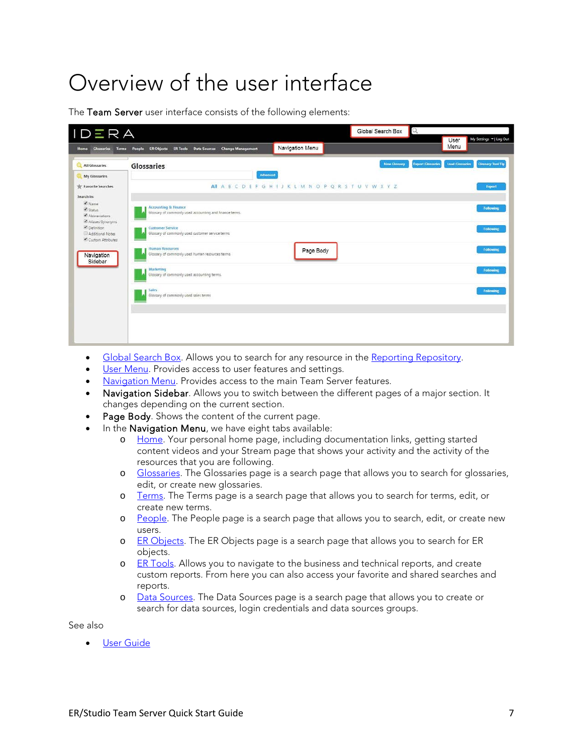# Overview of the user interface

The **Team Server** user interface consists of the following elements:

- Global Search Box. Allows you to search for any resource in the Reporting Repository.
- User Menu. Provides access to user features and settings.
- Navigation Menu. Provides access to the main Team Server features.
- **Navigation Sidebar**. Allows you to switch between the different pages of a major section. It changes depending on the current section.
- **Page Body**. Shows the content of the current page.
- In the **Navigation Menu**, we have eight tabs available:
  - Home. Your personal home page, including documentation links, getting started content videos and your Stream page that shows your activity and the activity of the resources that you are following.
  - Glossaries. The Glossaries page is a search page that allows you to search for glossaries, edit, or create new glossaries.
  - Terms. The Terms page is a search page that allows you to search for terms, edit, or create new terms.
  - People. The People page is a search page that allows you to search, edit, or create new users.
  - ER Objects. The ER Objects page is a search page that allows you to search for ER objects.
  - ER Tools. Allows you to navigate to the business and technical reports, and create custom reports. From here you can also access your favorite and shared searches and reports.
  - Data Sources. The Data Sources page is a search page that allows you to create or search for data sources, login credentials and data sources groups.

See also

- User Guide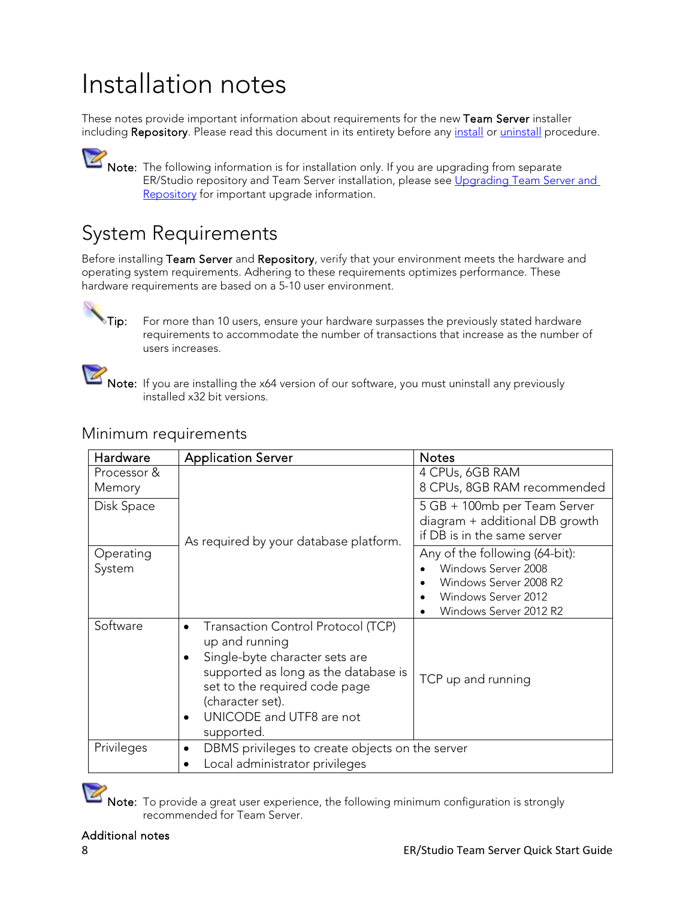# Installation notes

These notes provide important information about requirements for the new **Team Server** installer including **Repository**. Please read this document in its entirety before any install or uninstall procedure.

**Note:** The following information is for installation only. If you are upgrading from separate ER/Studio repository and Team Server installation, please see Upgrading Team Server and Repository for important upgrade information.

## System Requirements

Before installing **Team Server** and **Repository**, verify that your environment meets the hardware and operating system requirements. Adhering to these requirements optimizes performance. These hardware requirements are based on a 5-10 user environment.

**Tip:** For more than 10 users, ensure your hardware surpasses the previously stated hardware requirements to accommodate the number of transactions that increase as the number of users increases.

**Note:** If you are installing the x64 version of our software, you must uninstall any previously installed x32 bit versions.

### Minimum requirements

| Hardware | Application Server | Notes |
|---|---|---|
| Processor & Memory | As required by your database platform. | 4 CPUs, 6GB RAM<br>8 CPUs, 8GB RAM recommended |
| Disk Space | | 5 GB + 100mb per Team Server diagram + additional DB growth if DB is in the same server |
| Operating System | | Any of the following (64-bit):<br>• Windows Server 2008<br>• Windows Server 2008 R2<br>• Windows Server 2012<br>• Windows Server 2012 R2 |
| Software | • Transaction Control Protocol (TCP) up and running<br>• Single-byte character sets are supported as long as the database is set to the required code page (character set).<br>• UNICODE and UTF8 are not supported. | TCP up and running |
| Privileges | • DBMS privileges to create objects on the server<br>• Local administrator privileges | |

**Note:** To provide a great user experience, the following minimum configuration is strongly recommended for Team Server.

**Additional notes**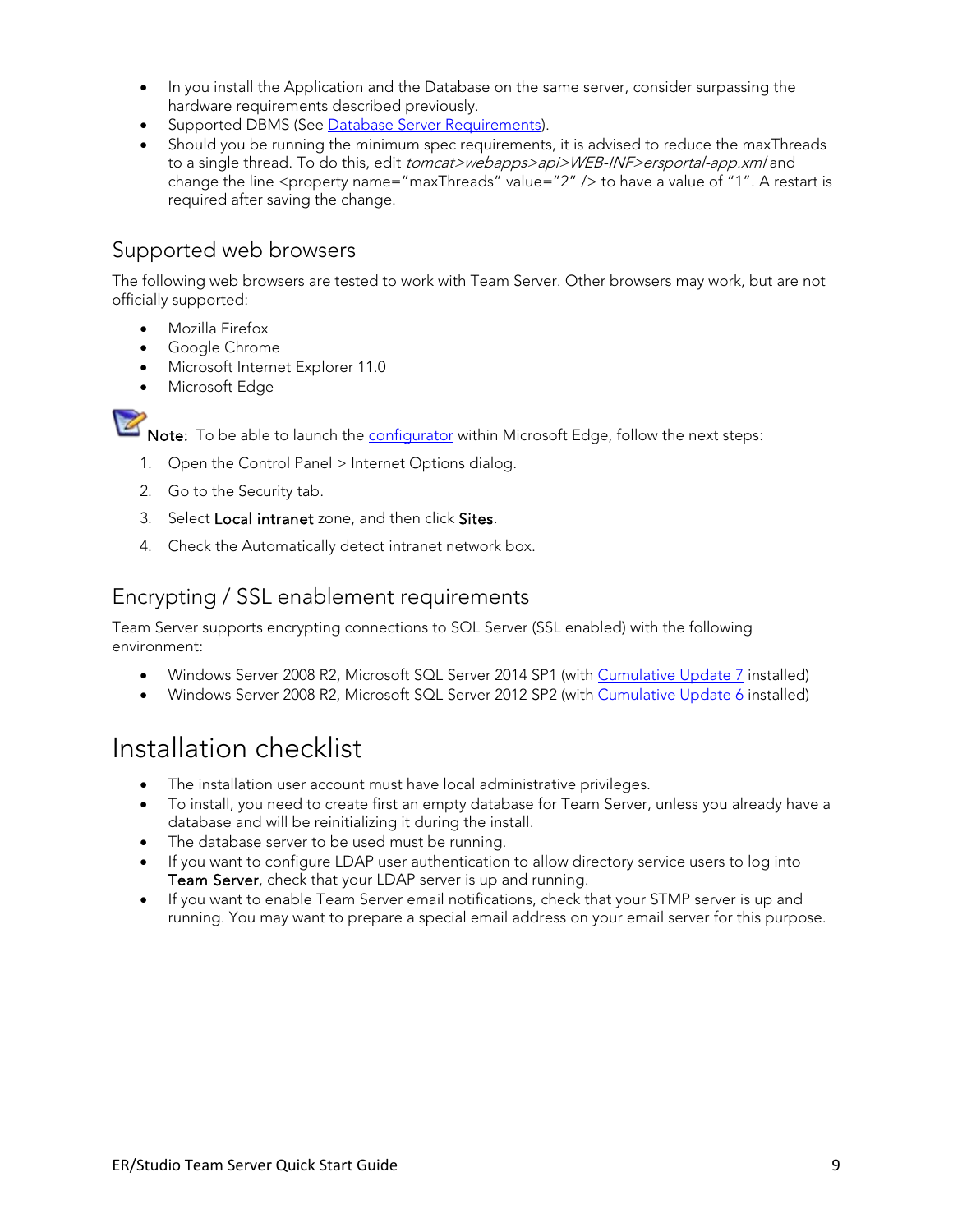- In you install the Application and the Database on the same server, consider surpassing the hardware requirements described previously.
- Supported DBMS (See Database Server Requirements).
- Should you be running the minimum spec requirements, it is advised to reduce the maxThreads to a single thread. To do this, edit *tomcat>webapps>api>WEB-INF>ersportal-app.xml* and change the line <property name="maxThreads" value="2" /> to have a value of "1". A restart is required after saving the change.

## Supported web browsers

The following web browsers are tested to work with Team Server. Other browsers may work, but are not officially supported:

- Mozilla Firefox
- Google Chrome
- Microsoft Internet Explorer 11.0
- Microsoft Edge

**Note:** To be able to launch the configurator within Microsoft Edge, follow the next steps:

1. Open the Control Panel > Internet Options dialog.
2. Go to the Security tab.
3. Select **Local intranet** zone, and then click **Sites**.
4. Check the Automatically detect intranet network box.

## Encrypting / SSL enablement requirements

Team Server supports encrypting connections to SQL Server (SSL enabled) with the following environment:

- Windows Server 2008 R2, Microsoft SQL Server 2014 SP1 (with Cumulative Update 7 installed)
- Windows Server 2008 R2, Microsoft SQL Server 2012 SP2 (with Cumulative Update 6 installed)

# Installation checklist

- The installation user account must have local administrative privileges.
- To install, you need to create first an empty database for Team Server, unless you already have a database and will be reinitializing it during the install.
- The database server to be used must be running.
- If you want to configure LDAP user authentication to allow directory service users to log into **Team Server**, check that your LDAP server is up and running.
- If you want to enable Team Server email notifications, check that your STMP server is up and running. You may want to prepare a special email address on your email server for this purpose.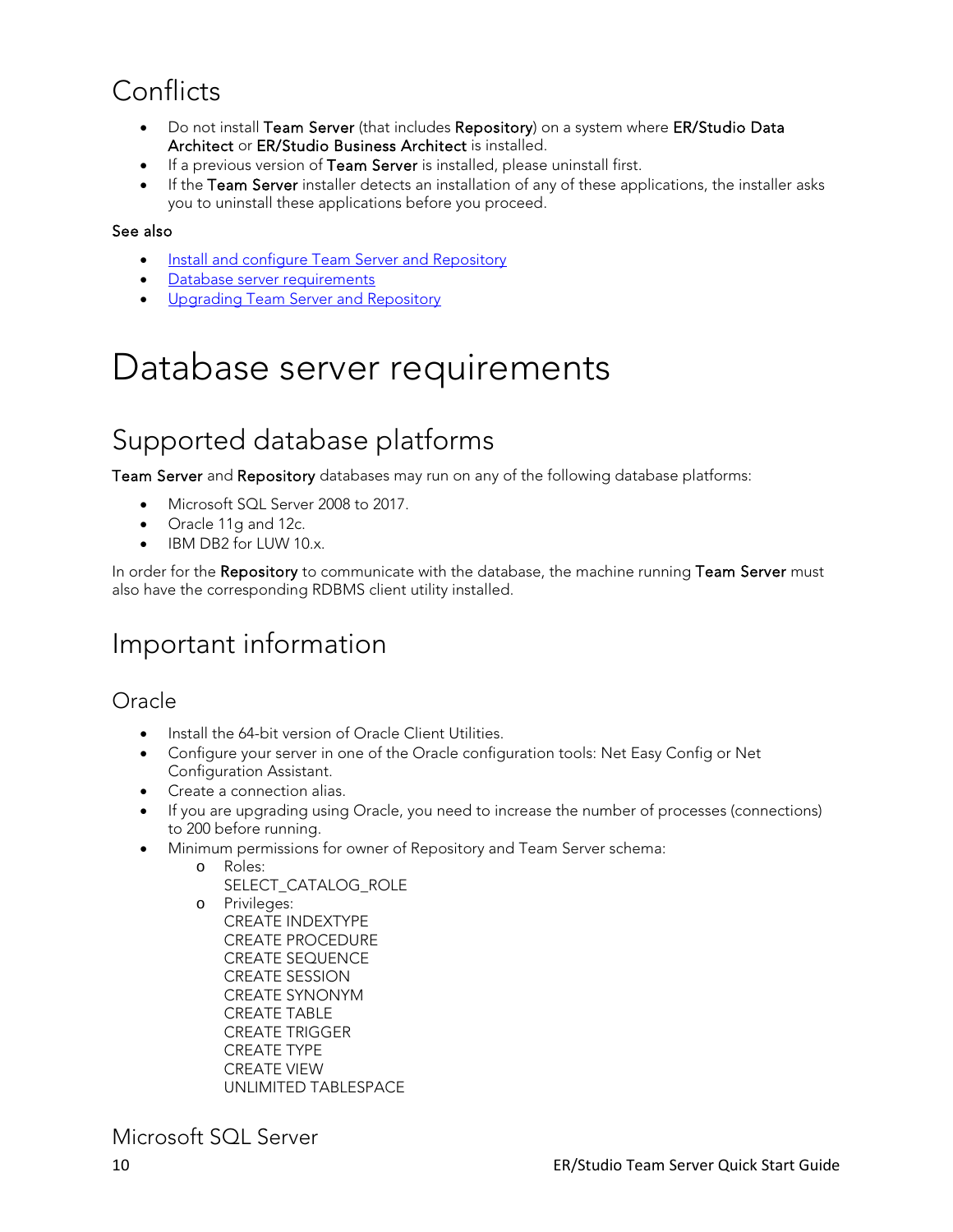## Conflicts

- Do not install **Team Server** (that includes **Repository**) on a system where **ER/Studio Data Architect** or **ER/Studio Business Architect** is installed.
- If a previous version of **Team Server** is installed, please uninstall first.
- If the **Team Server** installer detects an installation of any of these applications, the installer asks you to uninstall these applications before you proceed.

**See also**

- Install and configure Team Server and Repository
- Database server requirements
- Upgrading Team Server and Repository

# Database server requirements

## Supported database platforms

**Team Server** and **Repository** databases may run on any of the following database platforms:

- Microsoft SQL Server 2008 to 2017.
- Oracle 11g and 12c.
- IBM DB2 for LUW 10.x.

In order for the **Repository** to communicate with the database, the machine running **Team Server** must also have the corresponding RDBMS client utility installed.

## Important information

### Oracle

- Install the 64-bit version of Oracle Client Utilities.
- Configure your server in one of the Oracle configuration tools: Net Easy Config or Net Configuration Assistant.
- Create a connection alias.
- If you are upgrading using Oracle, you need to increase the number of processes (connections) to 200 before running.
- Minimum permissions for owner of Repository and Team Server schema:
  - Roles:
    SELECT_CATALOG_ROLE
  - Privileges:
    CREATE INDEXTYPE
    CREATE PROCEDURE
    CREATE SEQUENCE
    CREATE SESSION
    CREATE SYNONYM
    CREATE TABLE
    CREATE TRIGGER
    CREATE TYPE
    CREATE VIEW
    UNLIMITED TABLESPACE

### Microsoft SQL Server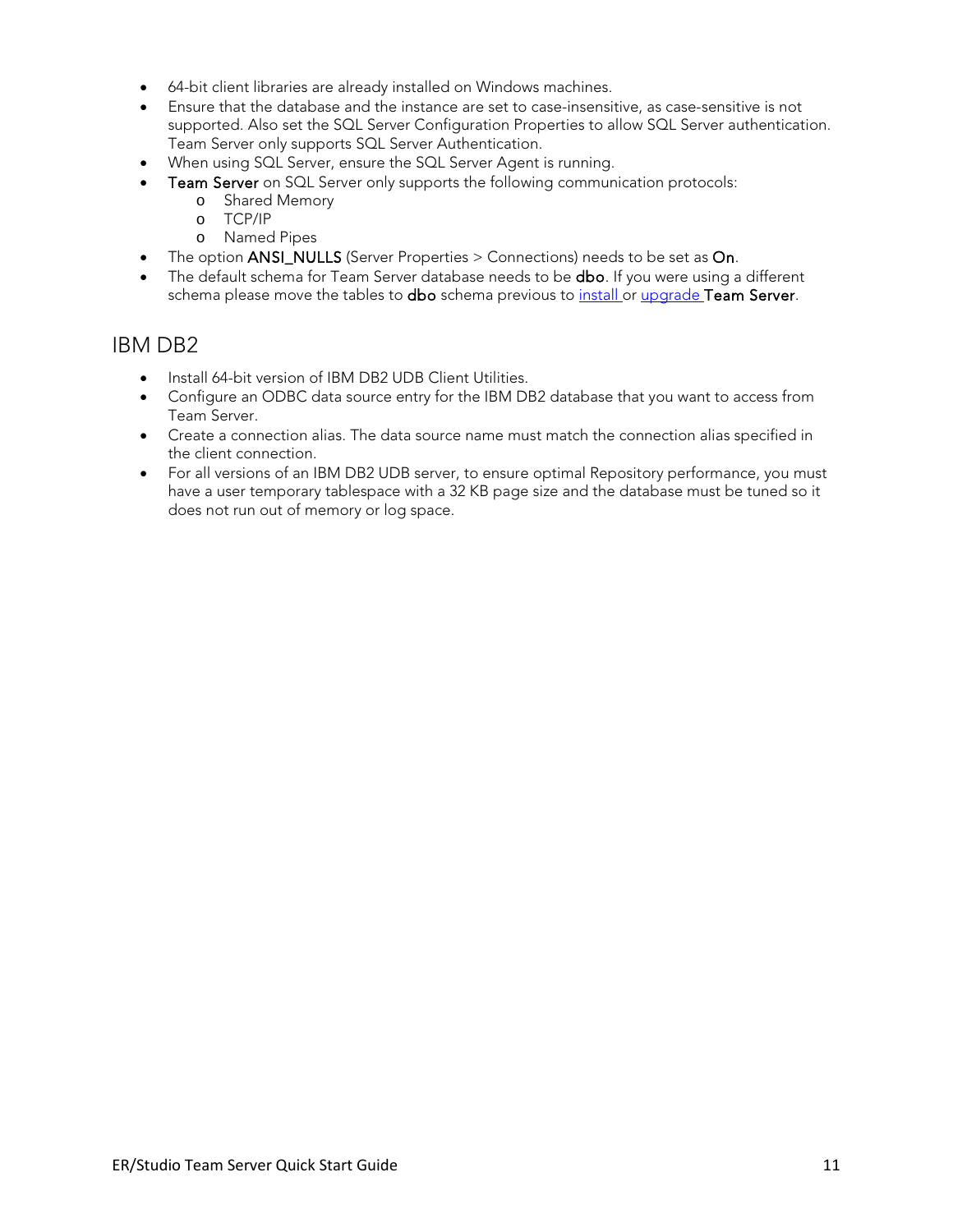- 64-bit client libraries are already installed on Windows machines.
- Ensure that the database and the instance are set to case-insensitive, as case-sensitive is not supported. Also set the SQL Server Configuration Properties to allow SQL Server authentication. Team Server only supports SQL Server Authentication.
- When using SQL Server, ensure the SQL Server Agent is running.
- **Team Server** on SQL Server only supports the following communication protocols:
  - Shared Memory
  - TCP/IP
  - Named Pipes
- The option **ANSI_NULLS** (Server Properties > Connections) needs to be set as **On**.
- The default schema for Team Server database needs to be **dbo**. If you were using a different schema please move the tables to **dbo** schema previous to install or upgrade **Team Server**.

## IBM DB2

- Install 64-bit version of IBM DB2 UDB Client Utilities.
- Configure an ODBC data source entry for the IBM DB2 database that you want to access from Team Server.
- Create a connection alias. The data source name must match the connection alias specified in the client connection.
- For all versions of an IBM DB2 UDB server, to ensure optimal Repository performance, you must have a user temporary tablespace with a 32 KB page size and the database must be tuned so it does not run out of memory or log space.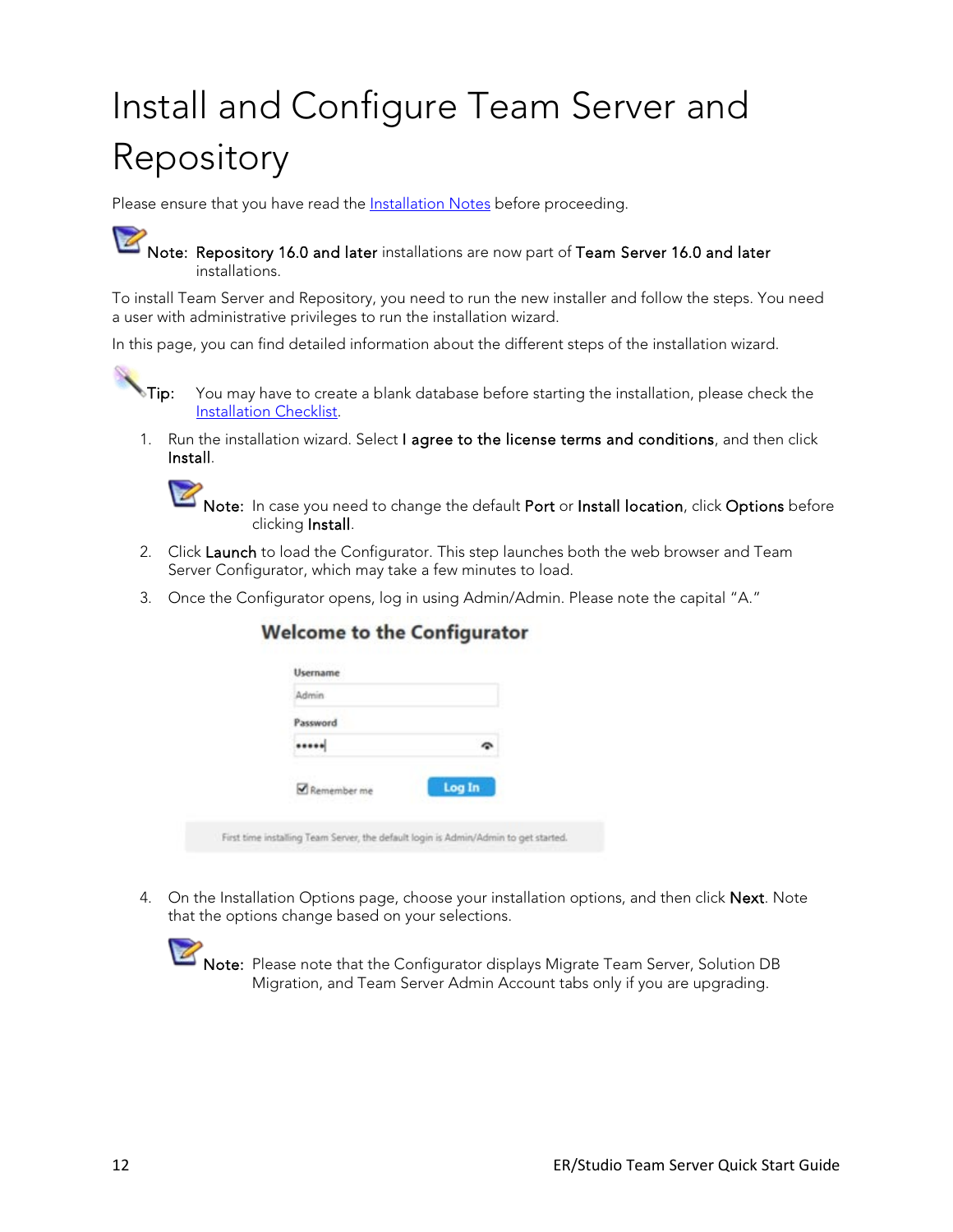# Install and Configure Team Server and Repository

Please ensure that you have read the [Installation Notes](Installation Notes) before proceeding.

**Note:** **Repository 16.0 and later** installations are now part of **Team Server 16.0 and later** installations.

To install Team Server and Repository, you need to run the new installer and follow the steps. You need a user with administrative privileges to run the installation wizard.

In this page, you can find detailed information about the different steps of the installation wizard.

**Tip:** You may have to create a blank database before starting the installation, please check the [Installation Checklist](Installation Checklist).

1. Run the installation wizard. Select **I agree to the license terms and conditions**, and then click **Install**.

   **Note:** In case you need to change the default **Port** or **Install location**, click **Options** before clicking **Install**.

2. Click **Launch** to load the Configurator. This step launches both the web browser and Team Server Configurator, which may take a few minutes to load.

3. Once the Configurator opens, log in using Admin/Admin. Please note the capital "A."

4. On the Installation Options page, choose your installation options, and then click **Next**. Note that the options change based on your selections.

   **Note:** Please note that the Configurator displays Migrate Team Server, Solution DB Migration, and Team Server Admin Account tabs only if you are upgrading.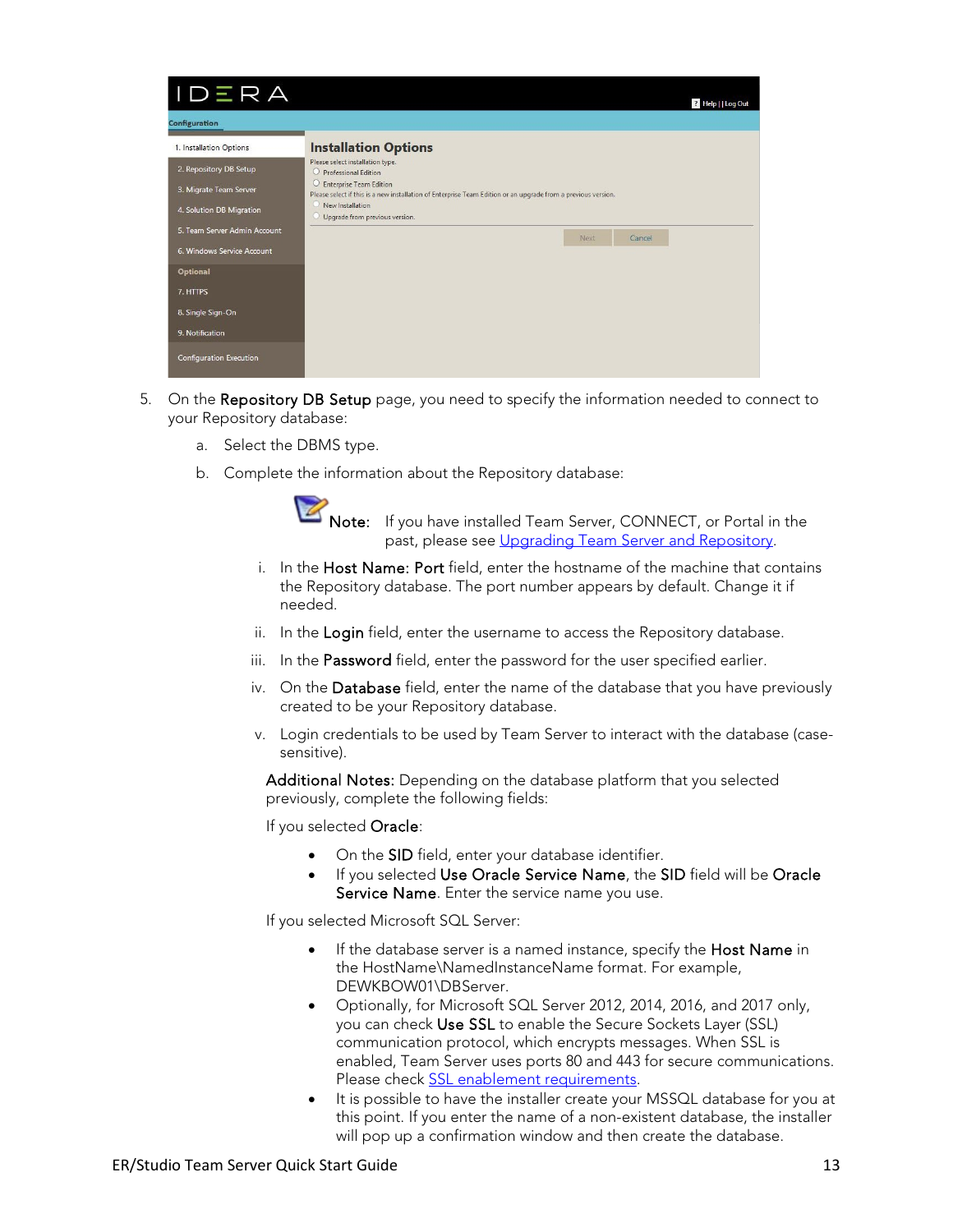5. On the **Repository DB Setup** page, you need to specify the information needed to connect to your Repository database:

   a. Select the DBMS type.

   b. Complete the information about the Repository database:

      **Note:** If you have installed Team Server, CONNECT, or Portal in the past, please see [Upgrading Team Server and Repository](#).

      i. In the **Host Name: Port** field, enter the hostname of the machine that contains the Repository database. The port number appears by default. Change it if needed.

      ii. In the **Login** field, enter the username to access the Repository database.

      iii. In the **Password** field, enter the password for the user specified earlier.

      iv. On the **Database** field, enter the name of the database that you have previously created to be your Repository database.

      v. Login credentials to be used by Team Server to interact with the database (case-sensitive).

      **Additional Notes:** Depending on the database platform that you selected previously, complete the following fields:

      If you selected **Oracle**:

      - On the **SID** field, enter your database identifier.
      - If you selected **Use Oracle Service Name**, the **SID** field will be **Oracle Service Name**. Enter the service name you use.

      If you selected Microsoft SQL Server:

      - If the database server is a named instance, specify the **Host Name** in the HostName\NamedInstanceName format. For example, DEWKBOW01\DBServer.
      - Optionally, for Microsoft SQL Server 2012, 2014, 2016, and 2017 only, you can check **Use SSL** to enable the Secure Sockets Layer (SSL) communication protocol, which encrypts messages. When SSL is enabled, Team Server uses ports 80 and 443 for secure communications. Please check [SSL enablement requirements](#).
      - It is possible to have the installer create your MSSQL database for you at this point. If you enter the name of a non-existent database, the installer will pop up a confirmation window and then create the database.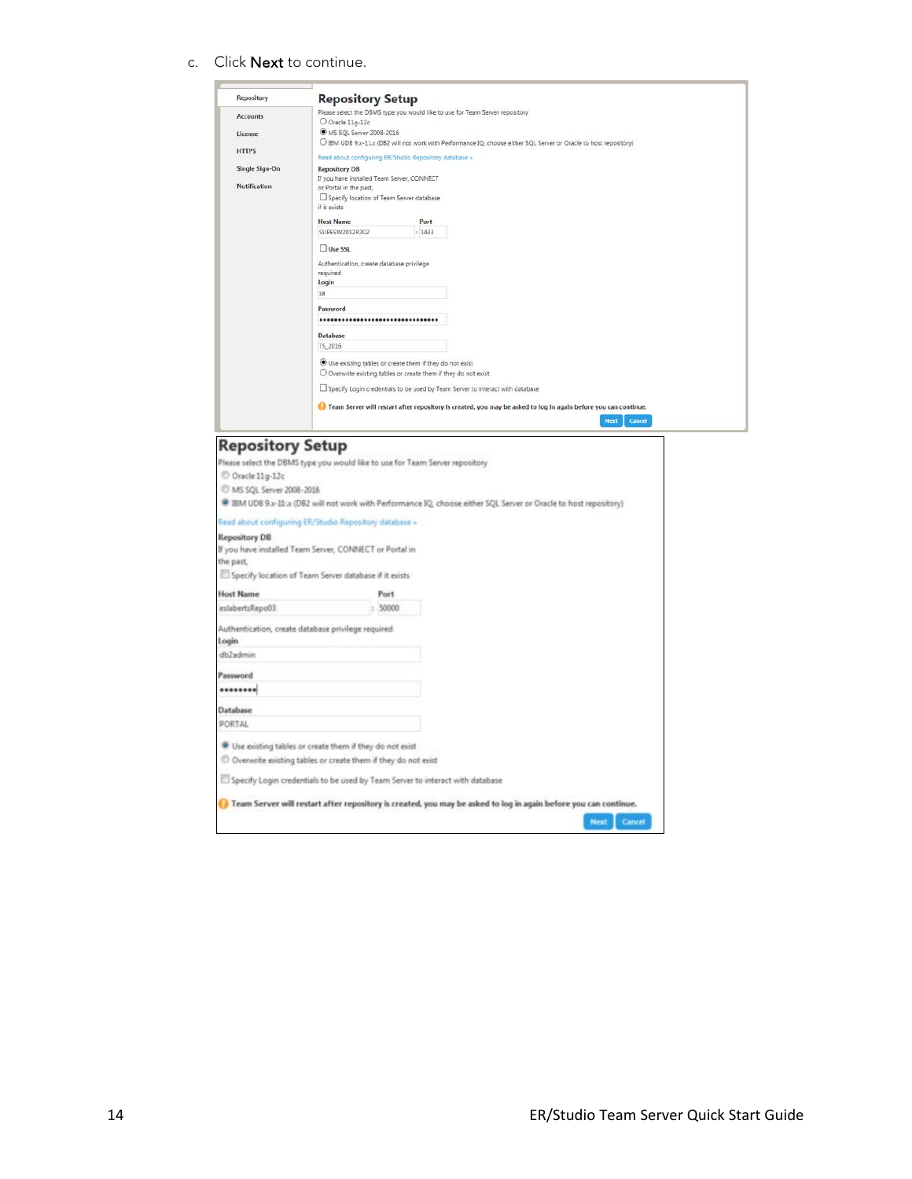c. Click **Next** to continue.

Repository
Accounts
License
HTTPS
Single Sign-On
Notification

**Repository Setup**

Please select the DBMS type you would like to use for Team Server repository

- Oracle 11g-12c
- MS SQL Server 2008-2016
- IBM UDB 9.x-11.x (DB2 will not work with Performance IQ, choose either SQL Server or Oracle to host repository)

Read about configuring ER/Studio Repository database »

**Repository DB**
If you have installed Team Server, CONNECT or Portal in the past,
Specify location of Team Server database if it exists

**Host Name** SUPESW2012R202 **Port** 1433

Use SSL

Authentication, create database privilege required
**Login** sa
**Password** ••••••••••••••••••••••••••••••••
**Database** TS_2016

- Use existing tables or create them if they do not exist
- Overwrite existing tables or create them if they do not exist

Specify Login credentials to be used by Team Server to interact with database

Team Server will restart after repository is created, you may be asked to log in again before you can continue.

Next Cancel

**Repository Setup**

Please select the DBMS type you would like to use for Team Server repository

- Oracle 11g-12c
- MS SQL Server 2008-2016
- IBM UDB 9.x-11.x (DB2 will not work with Performance IQ, choose either SQL Server or Oracle to host repository)

Read about configuring ER/Studio Repository database »

**Repository DB**
If you have installed Team Server, CONNECT or Portal in the past,
Specify location of Team Server database if it exists

**Host Name** eslabertsRepo03 **Port** 50000

Authentication, create database privilege required
**Login** db2admin
**Password** ••••••••
**Database** PORTAL

- Use existing tables or create them if they do not exist
- Overwrite existing tables or create them if they do not exist

Specify Login credentials to be used by Team Server to interact with database

Team Server will restart after repository is created, you may be asked to log in again before you can continue.

Next Cancel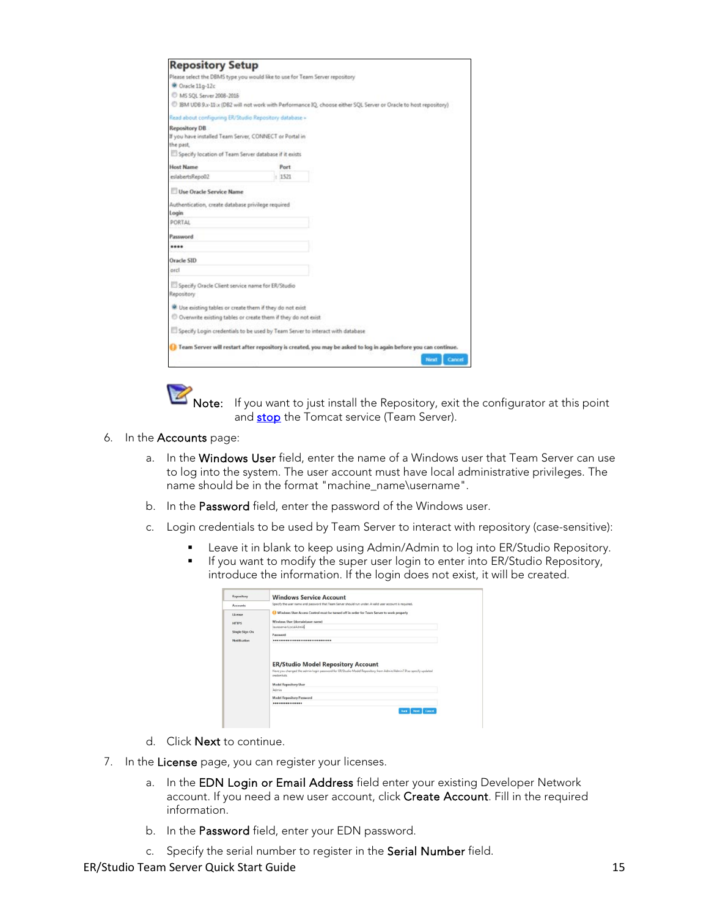Note: If you want to just install the Repository, exit the configurator at this point and stop the Tomcat service (Team Server).

6. In the **Accounts** page:

   a. In the **Windows User** field, enter the name of a Windows user that Team Server can use to log into the system. The user account must have local administrative privileges. The name should be in the format "machine_name\username".

   b. In the **Password** field, enter the password of the Windows user.

   c. Login credentials to be used by Team Server to interact with repository (case-sensitive):

      - Leave it in blank to keep using Admin/Admin to log into ER/Studio Repository.
      - If you want to modify the super user login to enter into ER/Studio Repository, introduce the information. If the login does not exist, it will be created.

   d. Click **Next** to continue.

7. In the **License** page, you can register your licenses.

   a. In the **EDN Login or Email Address** field enter your existing Developer Network account. If you need a new user account, click **Create Account**. Fill in the required information.

   b. In the **Password** field, enter your EDN password.

   c. Specify the serial number to register in the **Serial Number** field.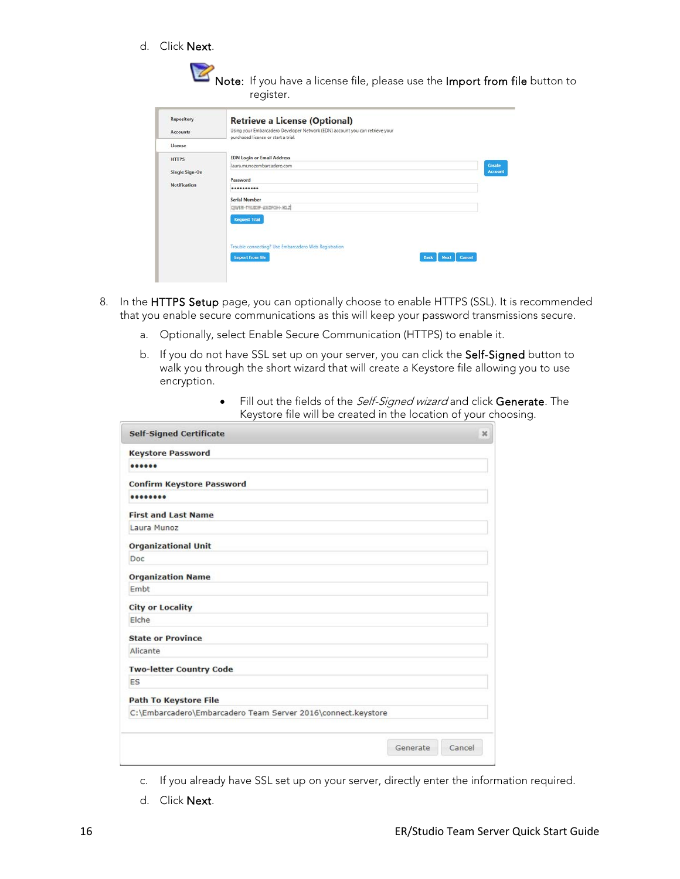d. Click **Next**.

> **Note:** If you have a license file, please use the **Import from file** button to register.

8. In the **HTTPS Setup** page, you can optionally choose to enable HTTPS (SSL). It is recommended that you enable secure communications as this will keep your password transmissions secure.

   a. Optionally, select Enable Secure Communication (HTTPS) to enable it.

   b. If you do not have SSL set up on your server, you can click the **Self-Signed** button to walk you through the short wizard that will create a Keystore file allowing you to use encryption.

      - Fill out the fields of the *Self-Signed wizard* and click **Generate**. The Keystore file will be created in the location of your choosing.

   c. If you already have SSL set up on your server, directly enter the information required.

   d. Click **Next**.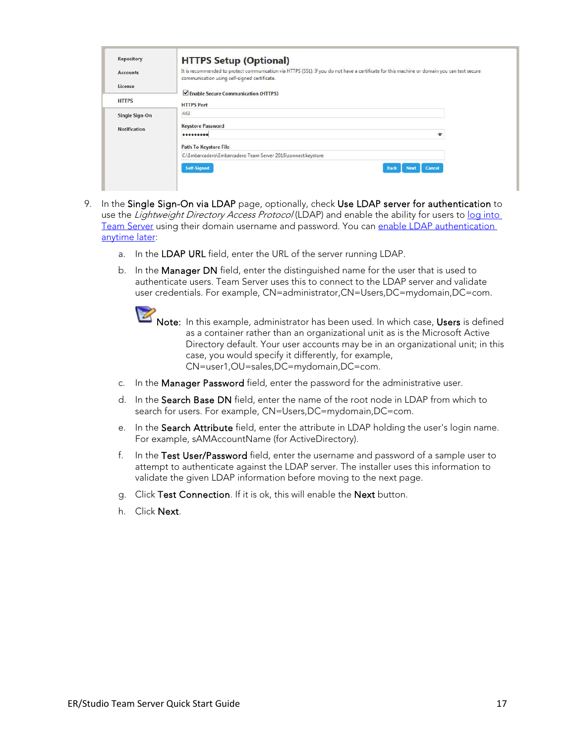9. In the **Single Sign-On via LDAP** page, optionally, check **Use LDAP server for authentication** to use the *Lightweight Directory Access Protocol* (LDAP) and enable the ability for users to log into Team Server using their domain username and password. You can enable LDAP authentication anytime later:

   a. In the **LDAP URL** field, enter the URL of the server running LDAP.

   b. In the **Manager DN** field, enter the distinguished name for the user that is used to authenticate users. Team Server uses this to connect to the LDAP server and validate user credentials. For example, CN=administrator,CN=Users,DC=mydomain,DC=com.

      **Note:** In this example, administrator has been used. In which case, **Users** is defined as a container rather than an organizational unit as is the Microsoft Active Directory default. Your user accounts may be in an organizational unit; in this case, you would specify it differently, for example, CN=user1,OU=sales,DC=mydomain,DC=com.

   c. In the **Manager Password** field, enter the password for the administrative user.

   d. In the **Search Base DN** field, enter the name of the root node in LDAP from which to search for users. For example, CN=Users,DC=mydomain,DC=com.

   e. In the **Search Attribute** field, enter the attribute in LDAP holding the user's login name. For example, sAMAccountName (for ActiveDirectory).

   f. In the **Test User/Password** field, enter the username and password of a sample user to attempt to authenticate against the LDAP server. The installer uses this information to validate the given LDAP information before moving to the next page.

   g. Click **Test Connection**. If it is ok, this will enable the **Next** button.

   h. Click **Next**.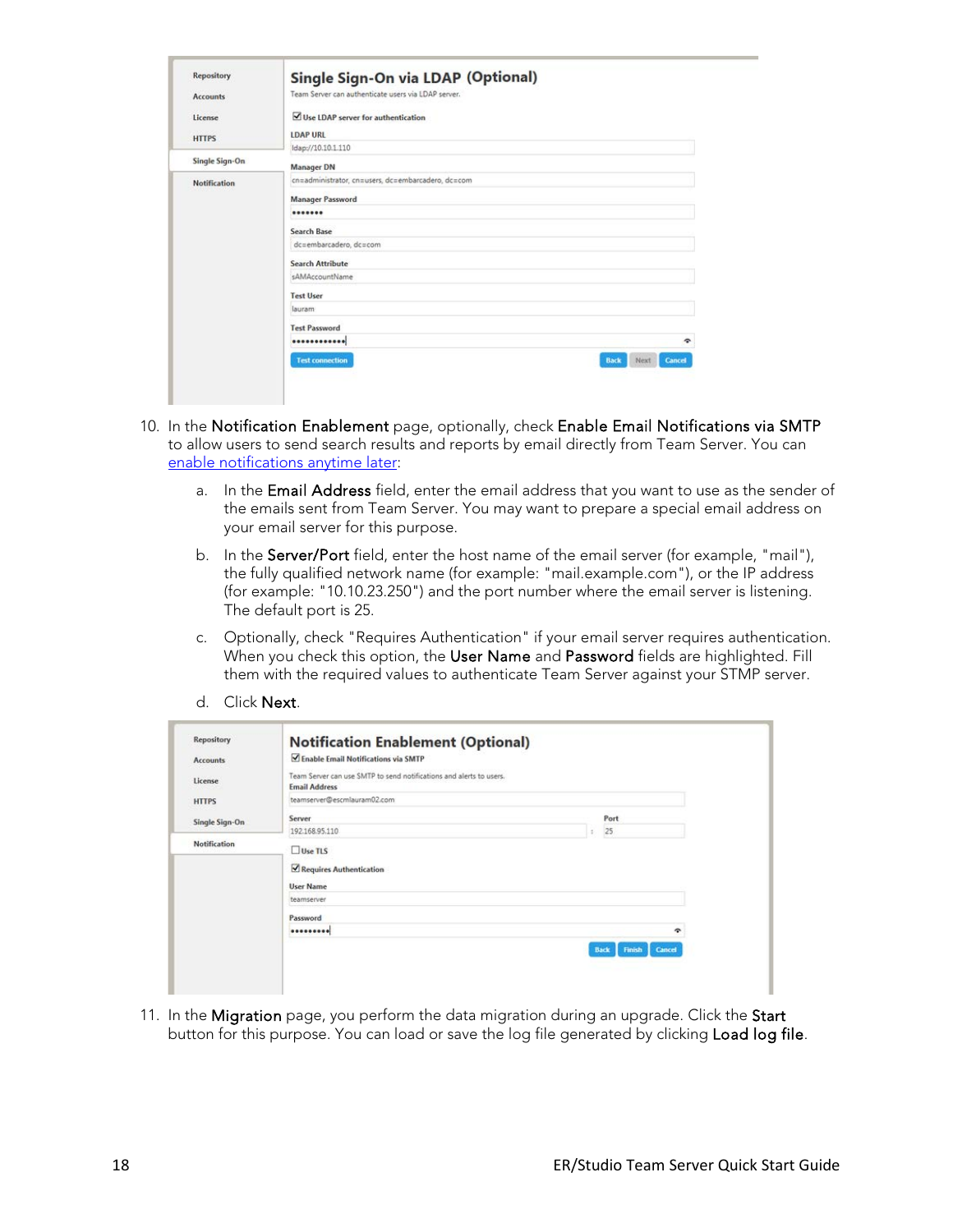10. In the **Notification Enablement** page, optionally, check **Enable Email Notifications via SMTP** to allow users to send search results and reports by email directly from Team Server. You can [enable notifications anytime later](#):

    a. In the **Email Address** field, enter the email address that you want to use as the sender of the emails sent from Team Server. You may want to prepare a special email address on your email server for this purpose.

    b. In the **Server/Port** field, enter the host name of the email server (for example, "mail"), the fully qualified network name (for example: "mail.example.com"), or the IP address (for example: "10.10.23.250") and the port number where the email server is listening. The default port is 25.

    c. Optionally, check "Requires Authentication" if your email server requires authentication. When you check this option, the **User Name** and **Password** fields are highlighted. Fill them with the required values to authenticate Team Server against your STMP server.

    d. Click **Next**.

11. In the **Migration** page, you perform the data migration during an upgrade. Click the **Start** button for this purpose. You can load or save the log file generated by clicking **Load log file**.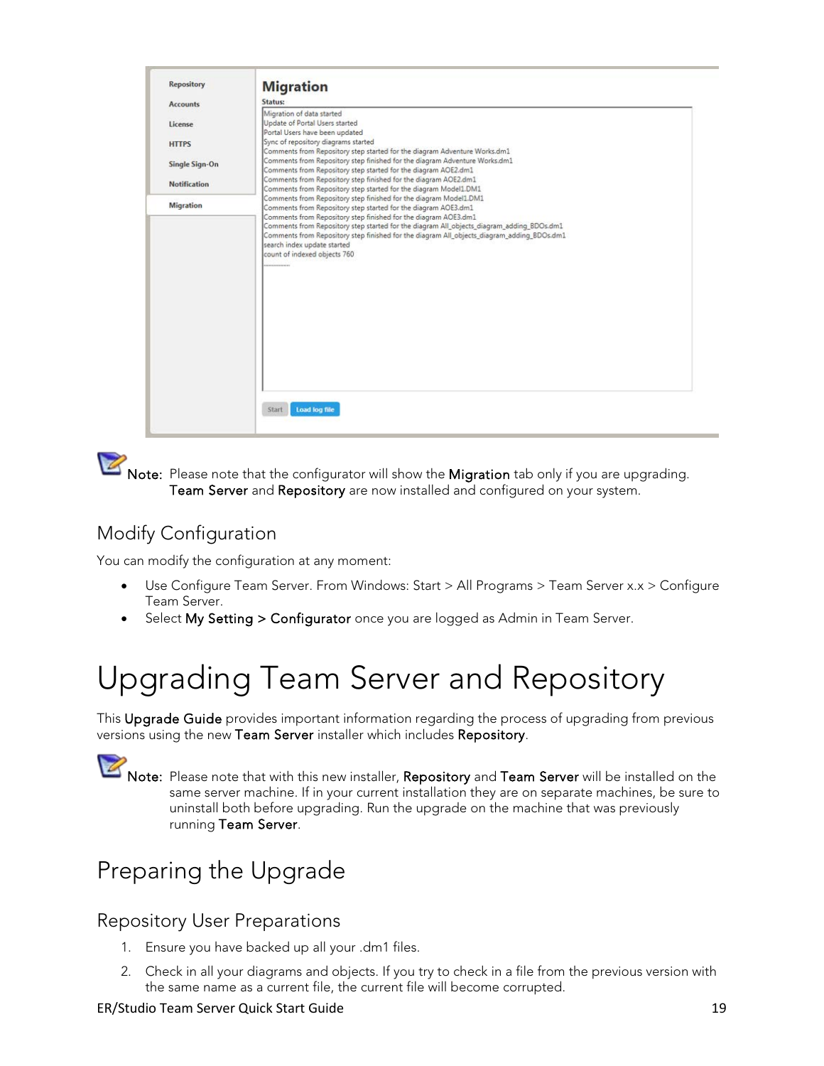**Note:** Please note that the configurator will show the **Migration** tab only if you are upgrading. **Team Server** and **Repository** are now installed and configured on your system.

## Modify Configuration

You can modify the configuration at any moment:

- Use Configure Team Server. From Windows: Start > All Programs > Team Server x.x > Configure Team Server.
- Select **My Setting > Configurator** once you are logged as Admin in Team Server.

# Upgrading Team Server and Repository

This **Upgrade Guide** provides important information regarding the process of upgrading from previous versions using the new **Team Server** installer which includes **Repository**.

**Note:** Please note that with this new installer, **Repository** and **Team Server** will be installed on the same server machine. If in your current installation they are on separate machines, be sure to uninstall both before upgrading. Run the upgrade on the machine that was previously running **Team Server**.

## Preparing the Upgrade

### Repository User Preparations

1. Ensure you have backed up all your .dm1 files.
2. Check in all your diagrams and objects. If you try to check in a file from the previous version with the same name as a current file, the current file will become corrupted.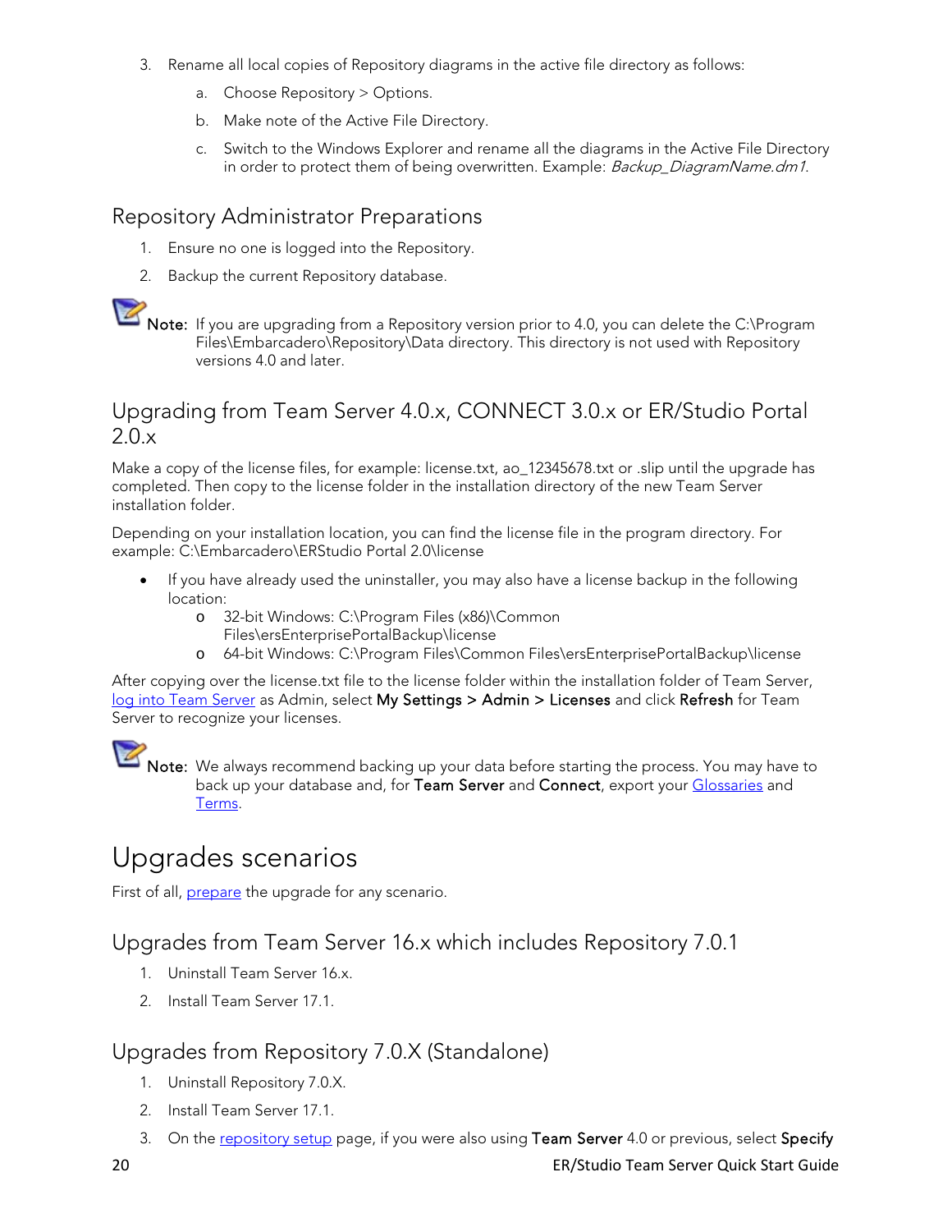3. Rename all local copies of Repository diagrams in the active file directory as follows:
    a. Choose Repository > Options.
    b. Make note of the Active File Directory.
    c. Switch to the Windows Explorer and rename all the diagrams in the Active File Directory in order to protect them of being overwritten. Example: *Backup_DiagramName.dm1*.

## Repository Administrator Preparations

1. Ensure no one is logged into the Repository.
2. Backup the current Repository database.

**Note:** If you are upgrading from a Repository version prior to 4.0, you can delete the C:\Program Files\Embarcadero\Repository\Data directory. This directory is not used with Repository versions 4.0 and later.

## Upgrading from Team Server 4.0.x, CONNECT 3.0.x or ER/Studio Portal 2.0.x

Make a copy of the license files, for example: license.txt, ao_12345678.txt or .slip until the upgrade has completed. Then copy to the license folder in the installation directory of the new Team Server installation folder.

Depending on your installation location, you can find the license file in the program directory. For example: C:\Embarcadero\ERStudio Portal 2.0\license

- If you have already used the uninstaller, you may also have a license backup in the following location:
    - 32-bit Windows: C:\Program Files (x86)\Common Files\ersEnterprisePortalBackup\license
    - 64-bit Windows: C:\Program Files\Common Files\ersEnterprisePortalBackup\license

After copying over the license.txt file to the license folder within the installation folder of Team Server, log into Team Server as Admin, select **My Settings > Admin > Licenses** and click **Refresh** for Team Server to recognize your licenses.

**Note:** We always recommend backing up your data before starting the process. You may have to back up your database and, for **Team Server** and **Connect**, export your Glossaries and Terms.

# Upgrades scenarios

First of all, prepare the upgrade for any scenario.

## Upgrades from Team Server 16.x which includes Repository 7.0.1

1. Uninstall Team Server 16.x.
2. Install Team Server 17.1.

## Upgrades from Repository 7.0.X (Standalone)

1. Uninstall Repository 7.0.X.
2. Install Team Server 17.1.
3. On the repository setup page, if you were also using **Team Server** 4.0 or previous, select **Specify**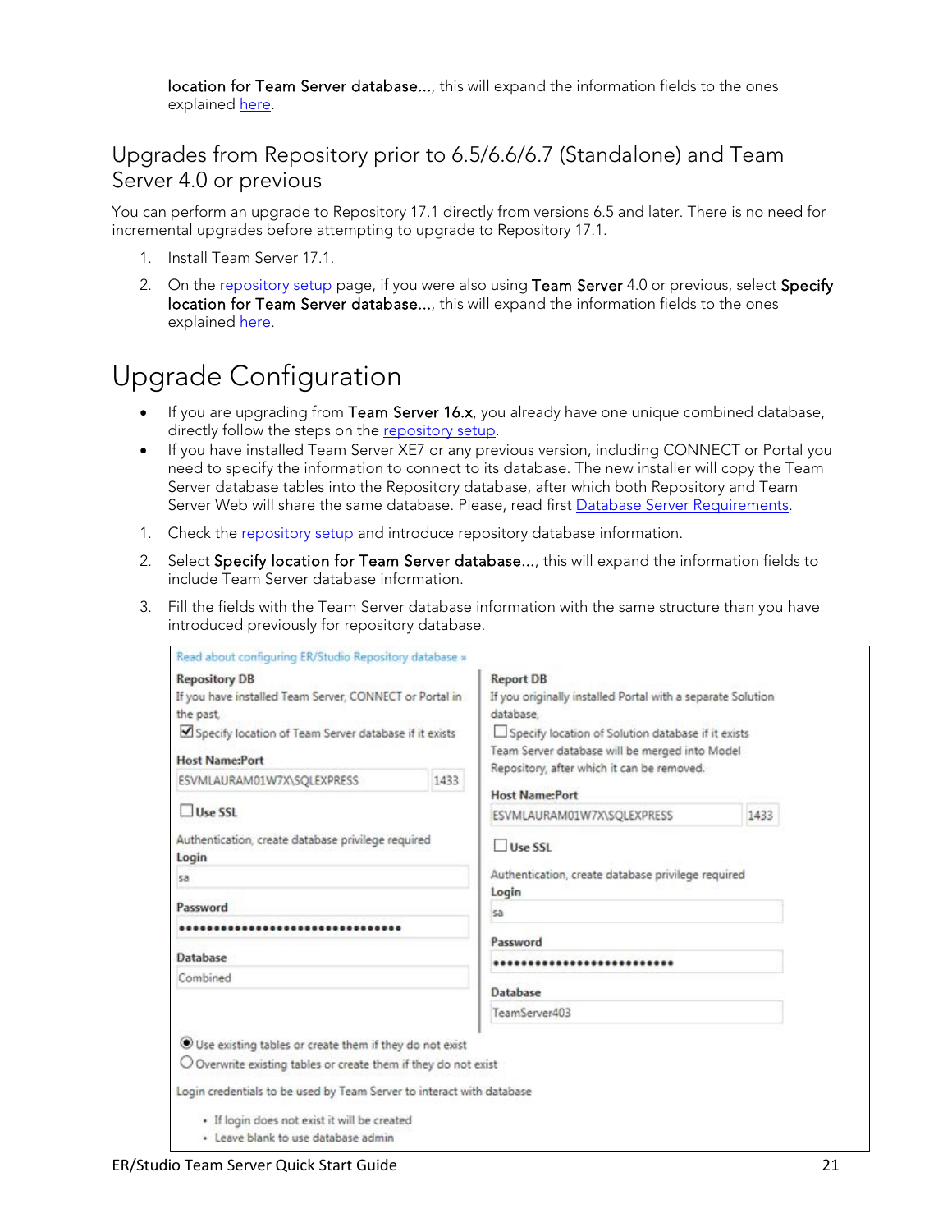**location for Team Server database...**, this will expand the information fields to the ones explained here.

## Upgrades from Repository prior to 6.5/6.6/6.7 (Standalone) and Team Server 4.0 or previous

You can perform an upgrade to Repository 17.1 directly from versions 6.5 and later. There is no need for incremental upgrades before attempting to upgrade to Repository 17.1.

1. Install Team Server 17.1.
2. On the repository setup page, if you were also using **Team Server** 4.0 or previous, select **Specify location for Team Server database...**, this will expand the information fields to the ones explained here.

# Upgrade Configuration

- If you are upgrading from **Team Server 16.x**, you already have one unique combined database, directly follow the steps on the repository setup.
- If you have installed Team Server XE7 or any previous version, including CONNECT or Portal you need to specify the information to connect to its database. The new installer will copy the Team Server database tables into the Repository database, after which both Repository and Team Server Web will share the same database. Please, read first Database Server Requirements.

1. Check the repository setup and introduce repository database information.
2. Select **Specify location for Team Server database...**, this will expand the information fields to include Team Server database information.
3. Fill the fields with the Team Server database information with the same structure than you have introduced previously for repository database.

Read about configuring ER/Studio Repository database »

**Repository DB**

If you have installed Team Server, CONNECT or Portal in the past,

☑ Specify location of Team Server database if it exists

**Host Name:Port**

ESVMLAURAM01W7X\SQLEXPRESS | 1433

☐ **Use SSL**

Authentication, create database privilege required

**Login**

sa

**Password**

••••••••••••••••••••••••••••••••

**Database**

Combined

**Report DB**

If you originally installed Portal with a separate Solution database,

☐ Specify location of Solution database if it exists

Team Server database will be merged into Model Repository, after which it can be removed.

**Host Name:Port**

ESVMLAURAM01W7X\SQLEXPRESS | 1433

☐ **Use SSL**

Authentication, create database privilege required

**Login**

sa

**Password**

••••••••••••••••••••••••••

**Database**

TeamServer403

◉ Use existing tables or create them if they do not exist

○ Overwrite existing tables or create them if they do not exist

Login credentials to be used by Team Server to interact with database

- If login does not exist it will be created
- Leave blank to use database admin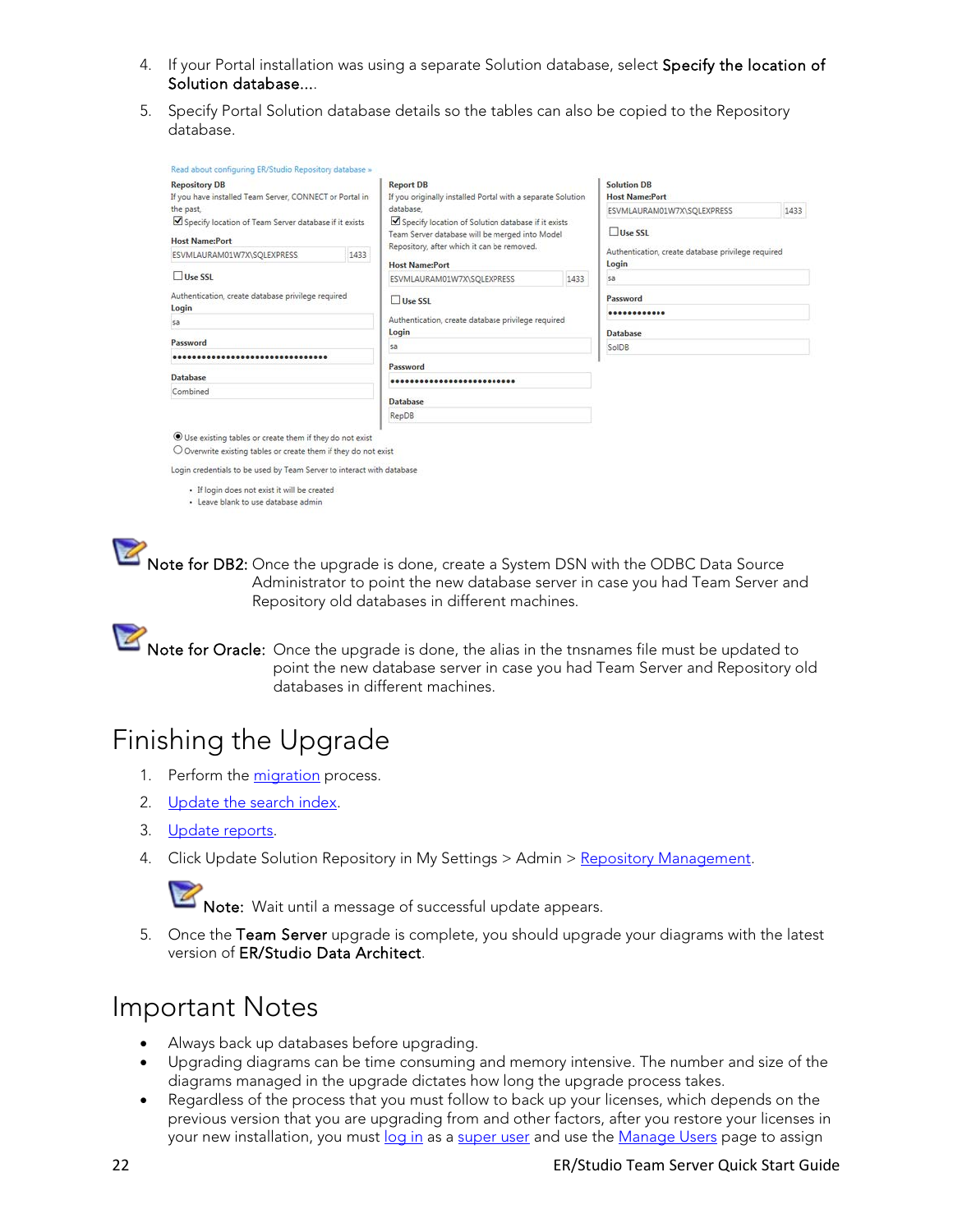4. If your Portal installation was using a separate Solution database, select **Specify the location of Solution database...**.
5. Specify Portal Solution database details so the tables can also be copied to the Repository database.

Read about configuring ER/Studio Repository database »

**Repository DB**
If you have installed Team Server, CONNECT or Portal in the past,
☑ Specify location of Team Server database if it exists

**Host Name:Port**
ESVMLAURAM01W7X\SQLEXPRESS | 1433

☐ **Use SSL**

Authentication, create database privilege required
**Login**
sa

**Password**
••••••••••••••••••••••••••••••••

**Database**
Combined

**Report DB**
If you originally installed Portal with a separate Solution database,
☑ Specify location of Solution database if it exists
Team Server database will be merged into Model Repository, after which it can be removed.

**Host Name:Port**
ESVMLAURAM01W7X\SQLEXPRESS | 1433

☐ **Use SSL**

Authentication, create database privilege required
**Login**
sa

**Password**
•••••••••••••••••••••••••

**Database**
RepDB

**Solution DB**
**Host Name:Port**
ESVMLAURAM01W7X\SQLEXPRESS | 1433

☐ **Use SSL**

Authentication, create database privilege required
**Login**
sa

**Password**
••••••••••••

**Database**
SolDB

◉ Use existing tables or create them if they do not exist
○ Overwrite existing tables or create them if they do not exist

Login credentials to be used by Team Server to interact with database

- If login does not exist it will be created
- Leave blank to use database admin

**Note for DB2:** Once the upgrade is done, create a System DSN with the ODBC Data Source Administrator to point the new database server in case you had Team Server and Repository old databases in different machines.

**Note for Oracle:** Once the upgrade is done, the alias in the tnsnames file must be updated to point the new database server in case you had Team Server and Repository old databases in different machines.

# Finishing the Upgrade

1. Perform the migration process.
2. Update the search index.
3. Update reports.
4. Click Update Solution Repository in My Settings > Admin > Repository Management.

   **Note:** Wait until a message of successful update appears.

5. Once the **Team Server** upgrade is complete, you should upgrade your diagrams with the latest version of **ER/Studio Data Architect**.

# Important Notes

- Always back up databases before upgrading.
- Upgrading diagrams can be time consuming and memory intensive. The number and size of the diagrams managed in the upgrade dictates how long the upgrade process takes.
- Regardless of the process that you must follow to back up your licenses, which depends on the previous version that you are upgrading from and other factors, after you restore your licenses in your new installation, you must log in as a super user and use the Manage Users page to assign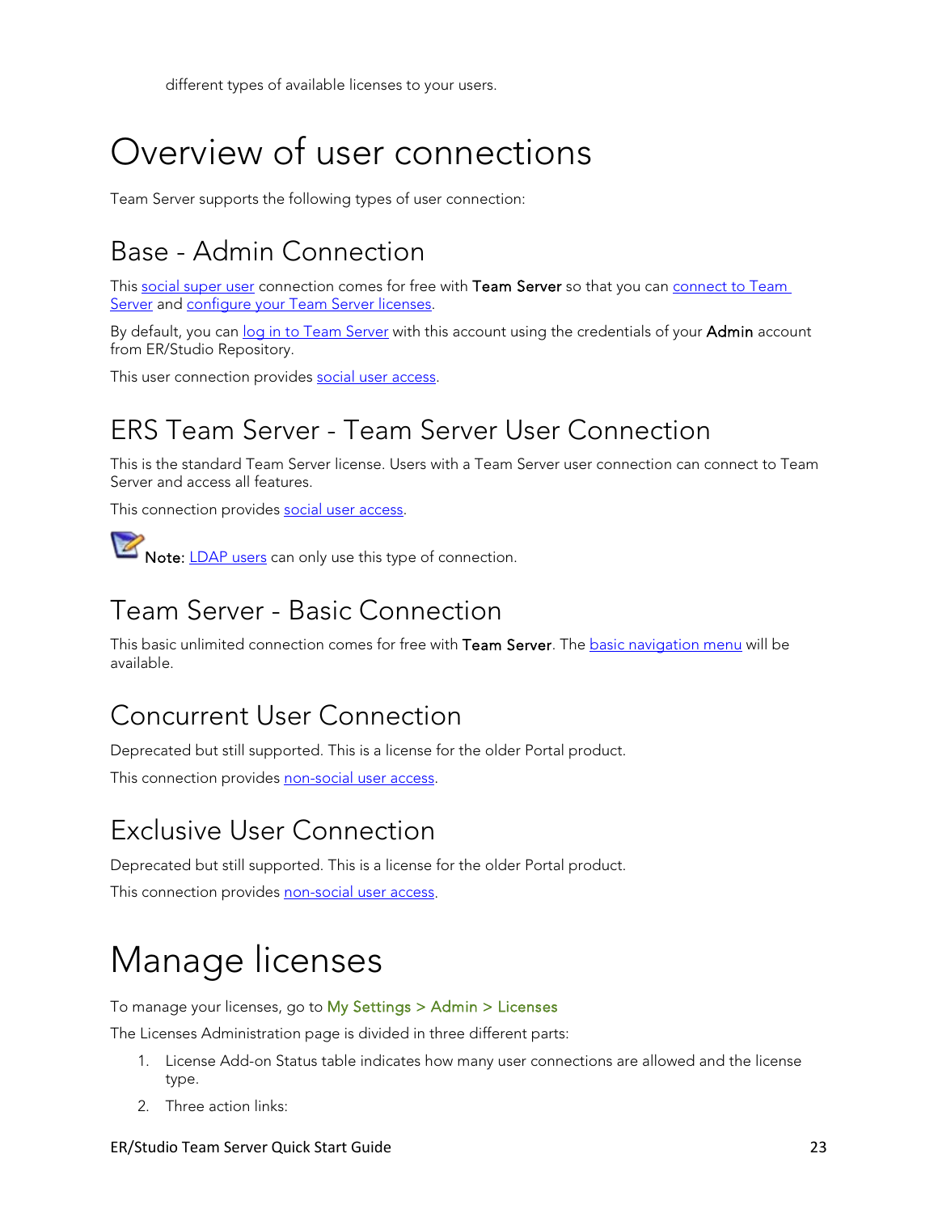different types of available licenses to your users.

# Overview of user connections

Team Server supports the following types of user connection:

## Base - Admin Connection

This social super user connection comes for free with **Team Server** so that you can connect to Team Server and configure your Team Server licenses.

By default, you can log in to Team Server with this account using the credentials of your **Admin** account from ER/Studio Repository.

This user connection provides social user access.

## ERS Team Server - Team Server User Connection

This is the standard Team Server license. Users with a Team Server user connection can connect to Team Server and access all features.

This connection provides social user access.

**Note:** LDAP users can only use this type of connection.

## Team Server - Basic Connection

This basic unlimited connection comes for free with **Team Server**. The basic navigation menu will be available.

## Concurrent User Connection

Deprecated but still supported. This is a license for the older Portal product.

This connection provides non-social user access.

## Exclusive User Connection

Deprecated but still supported. This is a license for the older Portal product.

This connection provides non-social user access.

# Manage licenses

To manage your licenses, go to My Settings > Admin > Licenses

The Licenses Administration page is divided in three different parts:

1. License Add-on Status table indicates how many user connections are allowed and the license type.
2. Three action links: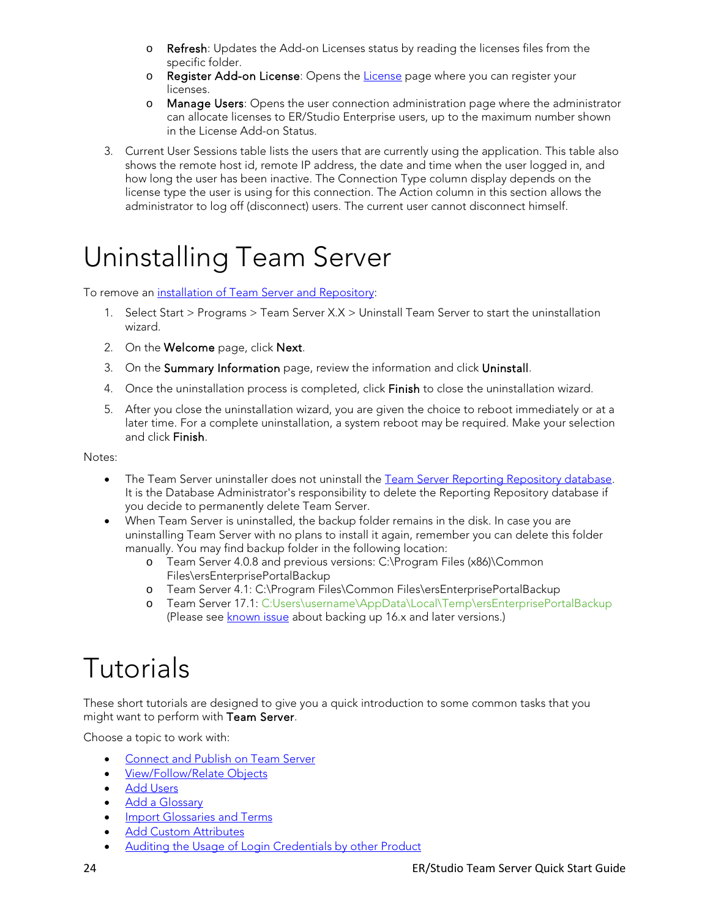- Refresh: Updates the Add-on Licenses status by reading the licenses files from the specific folder.
  - **Register Add-on License**: Opens the License page where you can register your licenses.
  - **Manage Users**: Opens the user connection administration page where the administrator can allocate licenses to ER/Studio Enterprise users, up to the maximum number shown in the License Add-on Status.

3. Current User Sessions table lists the users that are currently using the application. This table also shows the remote host id, remote IP address, the date and time when the user logged in, and how long the user has been inactive. The Connection Type column display depends on the license type the user is using for this connection. The Action column in this section allows the administrator to log off (disconnect) users. The current user cannot disconnect himself.

# Uninstalling Team Server

To remove an installation of Team Server and Repository:

1. Select Start > Programs > Team Server X.X > Uninstall Team Server to start the uninstallation wizard.
2. On the **Welcome** page, click **Next**.
3. On the **Summary Information** page, review the information and click **Uninstall**.
4. Once the uninstallation process is completed, click **Finish** to close the uninstallation wizard.
5. After you close the uninstallation wizard, you are given the choice to reboot immediately or at a later time. For a complete uninstallation, a system reboot may be required. Make your selection and click **Finish**.

Notes:

- The Team Server uninstaller does not uninstall the Team Server Reporting Repository database. It is the Database Administrator's responsibility to delete the Reporting Repository database if you decide to permanently delete Team Server.
- When Team Server is uninstalled, the backup folder remains in the disk. In case you are uninstalling Team Server with no plans to install it again, remember you can delete this folder manually. You may find backup folder in the following location:
  - Team Server 4.0.8 and previous versions: C:\Program Files (x86)\Common Files\ersEnterprisePortalBackup
  - Team Server 4.1: C:\Program Files\Common Files\ersEnterprisePortalBackup
  - Team Server 17.1: C:\Users\username\AppData\Local\Temp\ersEnterprisePortalBackup (Please see known issue about backing up 16.x and later versions.)

# Tutorials

These short tutorials are designed to give you a quick introduction to some common tasks that you might want to perform with **Team Server**.

Choose a topic to work with:

- Connect and Publish on Team Server
- View/Follow/Relate Objects
- Add Users
- Add a Glossary
- Import Glossaries and Terms
- Add Custom Attributes
- Auditing the Usage of Login Credentials by other Product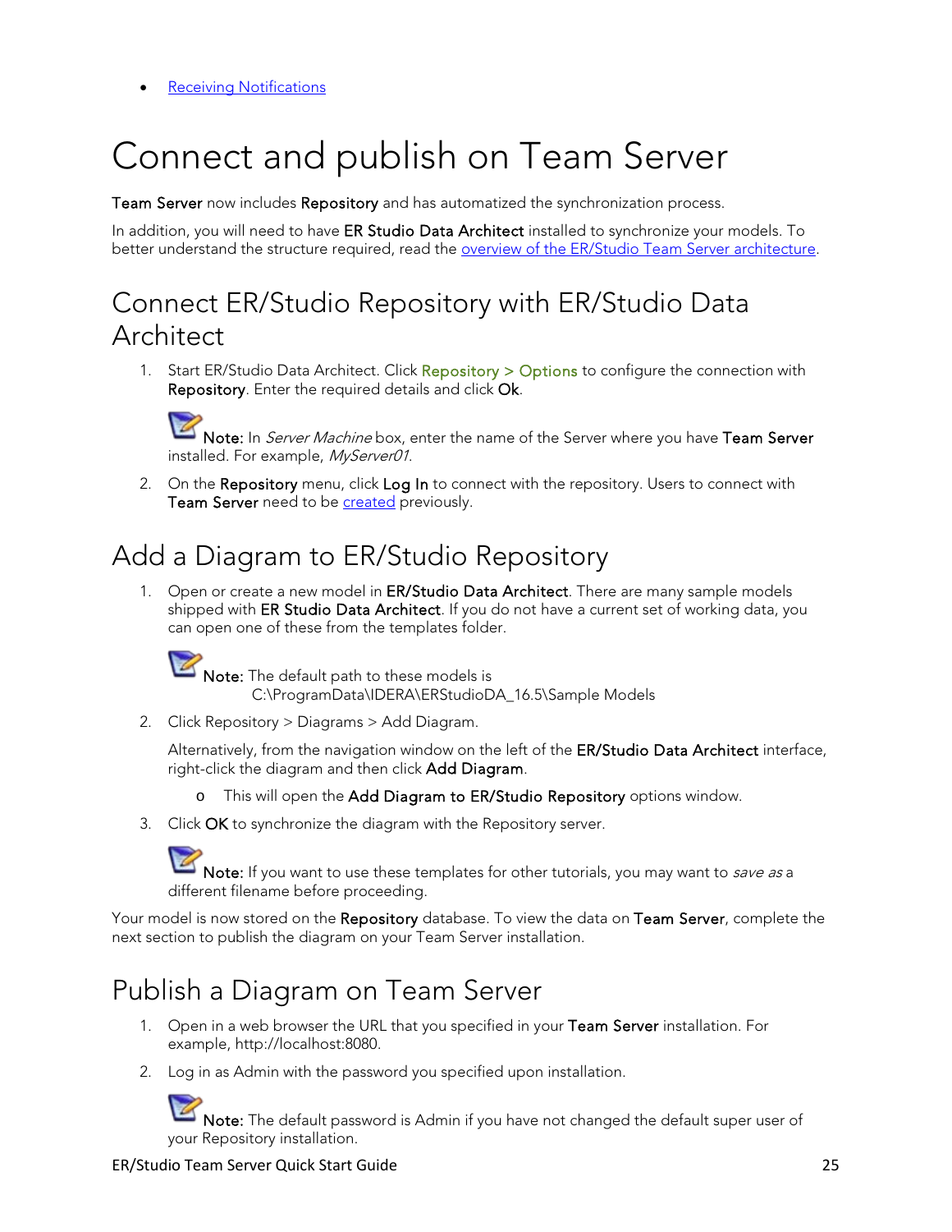- [Receiving Notifications]()

# Connect and publish on Team Server

**Team Server** now includes **Repository** and has automatized the synchronization process.

In addition, you will need to have **ER Studio Data Architect** installed to synchronize your models. To better understand the structure required, read the [overview of the ER/Studio Team Server architecture]().

## Connect ER/Studio Repository with ER/Studio Data Architect

1. Start ER/Studio Data Architect. Click Repository > Options to configure the connection with **Repository**. Enter the required details and click **Ok**.

   **Note:** In *Server Machine* box, enter the name of the Server where you have **Team Server** installed. For example, *MyServer01*.

2. On the **Repository** menu, click **Log In** to connect with the repository. Users to connect with **Team Server** need to be [created]() previously.

## Add a Diagram to ER/Studio Repository

1. Open or create a new model in **ER/Studio Data Architect**. There are many sample models shipped with **ER Studio Data Architect**. If you do not have a current set of working data, you can open one of these from the templates folder.

   **Note:** The default path to these models is
   C:\ProgramData\IDERA\ERStudioDA_16.5\Sample Models

2. Click Repository > Diagrams > Add Diagram.

   Alternatively, from the navigation window on the left of the **ER/Studio Data Architect** interface, right-click the diagram and then click **Add Diagram**.

   - This will open the **Add Diagram to ER/Studio Repository** options window.

3. Click **OK** to synchronize the diagram with the Repository server.

   **Note:** If you want to use these templates for other tutorials, you may want to *save as* a different filename before proceeding.

Your model is now stored on the **Repository** database. To view the data on **Team Server**, complete the next section to publish the diagram on your Team Server installation.

## Publish a Diagram on Team Server

1. Open in a web browser the URL that you specified in your **Team Server** installation. For example, http://localhost:8080.

2. Log in as Admin with the password you specified upon installation.

   **Note:** The default password is Admin if you have not changed the default super user of your Repository installation.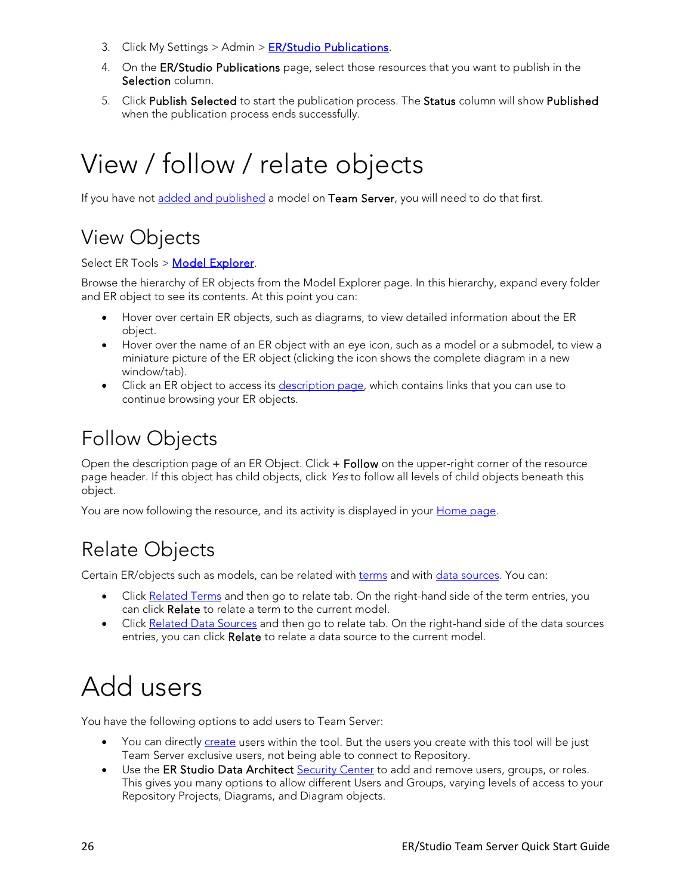3. Click My Settings > Admin > **ER/Studio Publications**.
4. On the **ER/Studio Publications** page, select those resources that you want to publish in the **Selection** column.
5. Click **Publish Selected** to start the publication process. The **Status** column will show **Published** when the publication process ends successfully.

# View / follow / relate objects

If you have not added and published a model on **Team Server**, you will need to do that first.

## View Objects

Select ER Tools > **Model Explorer**.

Browse the hierarchy of ER objects from the Model Explorer page. In this hierarchy, expand every folder and ER object to see its contents. At this point you can:

- Hover over certain ER objects, such as diagrams, to view detailed information about the ER object.
- Hover over the name of an ER object with an eye icon, such as a model or a submodel, to view a miniature picture of the ER object (clicking the icon shows the complete diagram in a new window/tab).
- Click an ER object to access its description page, which contains links that you can use to continue browsing your ER objects.

## Follow Objects

Open the description page of an ER Object. Click **+ Follow** on the upper-right corner of the resource page header. If this object has child objects, click *Yes* to follow all levels of child objects beneath this object.

You are now following the resource, and its activity is displayed in your Home page.

## Relate Objects

Certain ER/objects such as models, can be related with terms and with data sources. You can:

- Click Related Terms and then go to relate tab. On the right-hand side of the term entries, you can click **Relate** to relate a term to the current model.
- Click Related Data Sources and then go to relate tab. On the right-hand side of the data sources entries, you can click **Relate** to relate a data source to the current model.

# Add users

You have the following options to add users to Team Server:

- You can directly create users within the tool. But the users you create with this tool will be just Team Server exclusive users, not being able to connect to Repository.
- Use the **ER Studio Data Architect** Security Center to add and remove users, groups, or roles. This gives you many options to allow different Users and Groups, varying levels of access to your Repository Projects, Diagrams, and Diagram objects.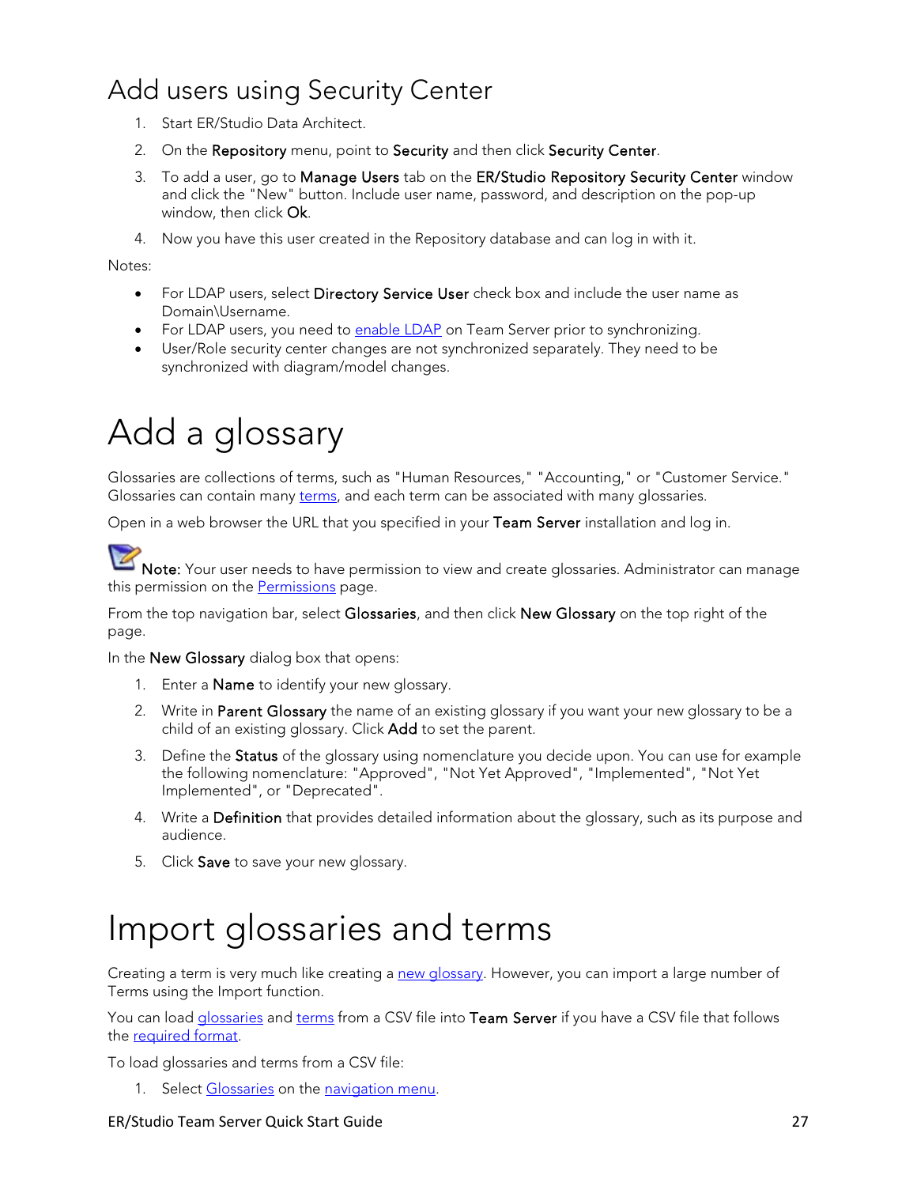## Add users using Security Center

1. Start ER/Studio Data Architect.
2. On the **Repository** menu, point to **Security** and then click **Security Center**.
3. To add a user, go to **Manage Users** tab on the **ER/Studio Repository Security Center** window and click the "New" button. Include user name, password, and description on the pop-up window, then click **Ok**.
4. Now you have this user created in the Repository database and can log in with it.

Notes:

- For LDAP users, select **Directory Service User** check box and include the user name as Domain\Username.
- For LDAP users, you need to enable LDAP on Team Server prior to synchronizing.
- User/Role security center changes are not synchronized separately. They need to be synchronized with diagram/model changes.

# Add a glossary

Glossaries are collections of terms, such as "Human Resources," "Accounting," or "Customer Service." Glossaries can contain many terms, and each term can be associated with many glossaries.

Open in a web browser the URL that you specified in your **Team Server** installation and log in.

**Note:** Your user needs to have permission to view and create glossaries. Administrator can manage this permission on the Permissions page.

From the top navigation bar, select **Glossaries**, and then click **New Glossary** on the top right of the page.

In the **New Glossary** dialog box that opens:

1. Enter a **Name** to identify your new glossary.
2. Write in **Parent Glossary** the name of an existing glossary if you want your new glossary to be a child of an existing glossary. Click **Add** to set the parent.
3. Define the **Status** of the glossary using nomenclature you decide upon. You can use for example the following nomenclature: "Approved", "Not Yet Approved", "Implemented", "Not Yet Implemented", or "Deprecated".
4. Write a **Definition** that provides detailed information about the glossary, such as its purpose and audience.
5. Click **Save** to save your new glossary.

# Import glossaries and terms

Creating a term is very much like creating a new glossary. However, you can import a large number of Terms using the Import function.

You can load glossaries and terms from a CSV file into **Team Server** if you have a CSV file that follows the required format.

To load glossaries and terms from a CSV file:

1. Select Glossaries on the navigation menu.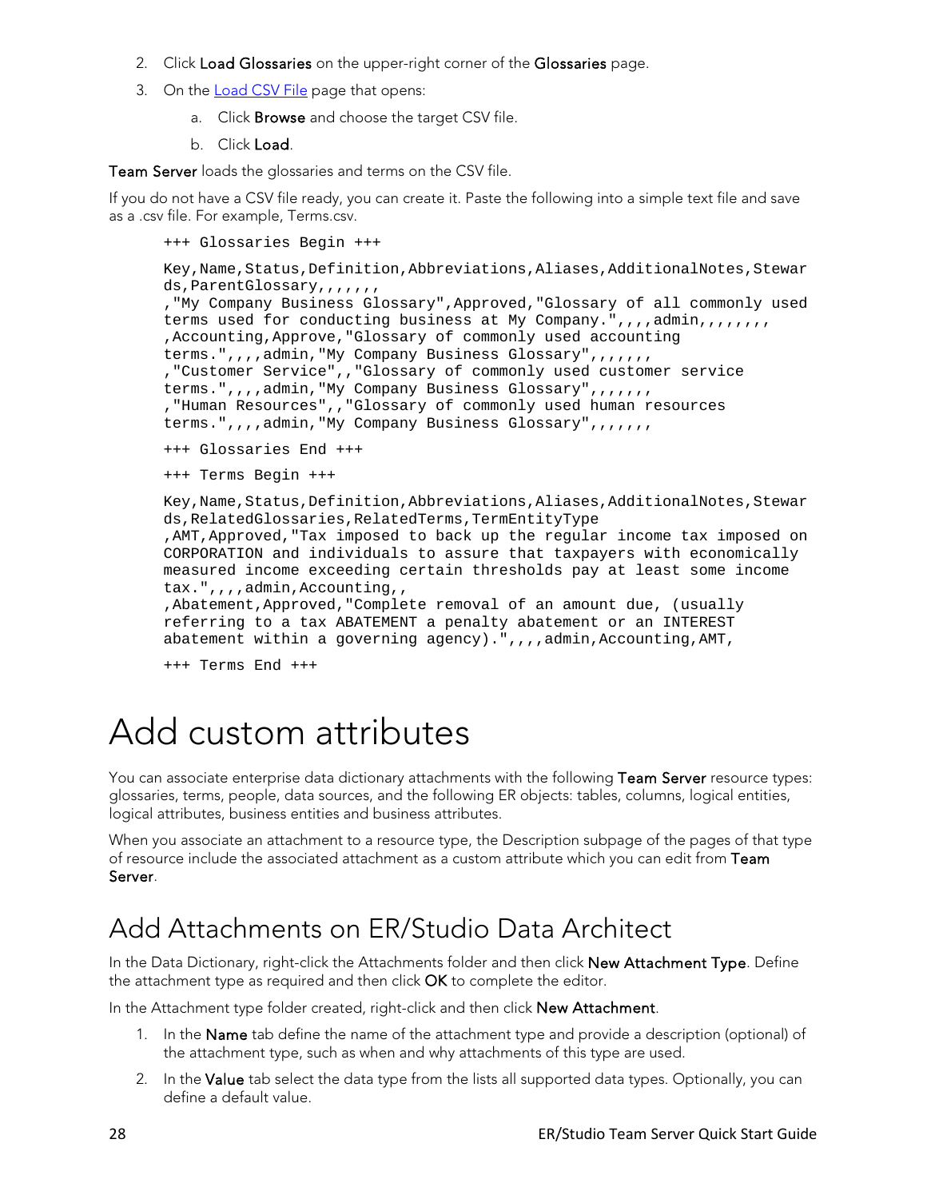2. Click **Load Glossaries** on the upper-right corner of the **Glossaries** page.
3. On the [Load CSV File](#) page that opens:
   a. Click **Browse** and choose the target CSV file.
   b. Click **Load**.

**Team Server** loads the glossaries and terms on the CSV file.

If you do not have a CSV file ready, you can create it. Paste the following into a simple text file and save as a .csv file. For example, Terms.csv.

```
+++ Glossaries Begin +++

Key,Name,Status,Definition,Abbreviations,Aliases,AdditionalNotes,Stewar
ds,ParentGlossary,,,,,,,
,"My Company Business Glossary",Approved,"Glossary of all commonly used
terms used for conducting business at My Company.",,,,admin,,,,,,,,
,Accounting,Approve,"Glossary of commonly used accounting
terms.",,,,admin,"My Company Business Glossary",,,,,,,
,"Customer Service",,"Glossary of commonly used customer service
terms.",,,,admin,"My Company Business Glossary",,,,,,,
,"Human Resources",,"Glossary of commonly used human resources
terms.",,,,admin,"My Company Business Glossary",,,,,,,

+++ Glossaries End +++

+++ Terms Begin +++

Key,Name,Status,Definition,Abbreviations,Aliases,AdditionalNotes,Stewar
ds,RelatedGlossaries,RelatedTerms,TermEntityType
,AMT,Approved,"Tax imposed to back up the regular income tax imposed on
CORPORATION and individuals to assure that taxpayers with economically
measured income exceeding certain thresholds pay at least some income
tax.",,,,admin,Accounting,,
,Abatement,Approved,"Complete removal of an amount due, (usually
referring to a tax ABATEMENT a penalty abatement or an INTEREST
abatement within a governing agency).",,,,admin,Accounting,AMT,

+++ Terms End +++
```

# Add custom attributes

You can associate enterprise data dictionary attachments with the following **Team Server** resource types: glossaries, terms, people, data sources, and the following ER objects: tables, columns, logical entities, logical attributes, business entities and business attributes.

When you associate an attachment to a resource type, the Description subpage of the pages of that type of resource include the associated attachment as a custom attribute which you can edit from **Team Server**.

## Add Attachments on ER/Studio Data Architect

In the Data Dictionary, right-click the Attachments folder and then click **New Attachment Type**. Define the attachment type as required and then click **OK** to complete the editor.

In the Attachment type folder created, right-click and then click **New Attachment**.

1. In the **Name** tab define the name of the attachment type and provide a description (optional) of the attachment type, such as when and why attachments of this type are used.
2. In the **Value** tab select the data type from the lists all supported data types. Optionally, you can define a default value.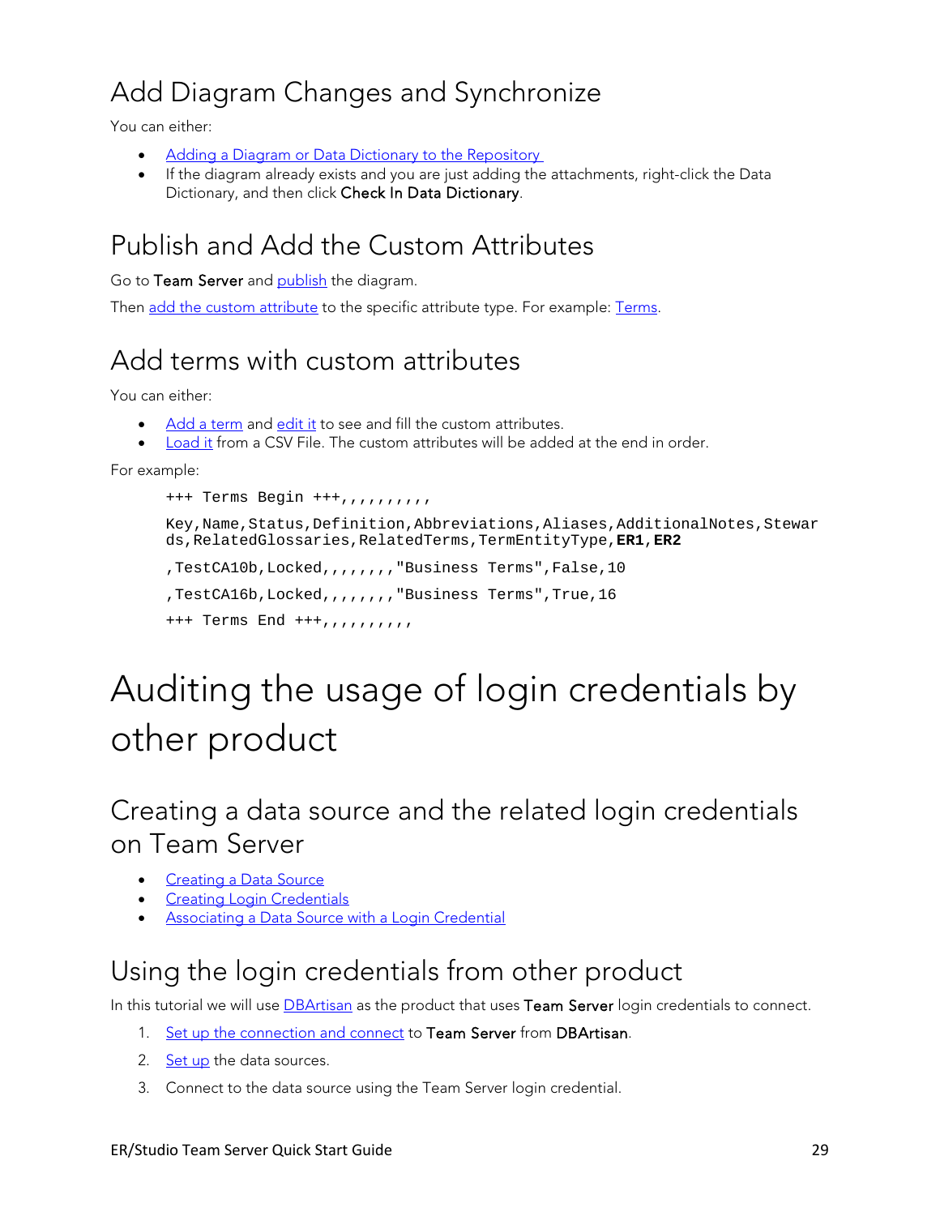## Add Diagram Changes and Synchronize

You can either:

- Adding a Diagram or Data Dictionary to the Repository
- If the diagram already exists and you are just adding the attachments, right-click the Data Dictionary, and then click **Check In Data Dictionary**.

## Publish and Add the Custom Attributes

Go to **Team Server** and publish the diagram.

Then add the custom attribute to the specific attribute type. For example: Terms.

## Add terms with custom attributes

You can either:

- Add a term and edit it to see and fill the custom attributes.
- Load it from a CSV File. The custom attributes will be added at the end in order.

For example:

```
+++ Terms Begin +++,,,,,,,,,,

Key,Name,Status,Definition,Abbreviations,Aliases,AdditionalNotes,Stewards,RelatedGlossaries,RelatedTerms,TermEntityType,ER1,ER2

,TestCA10b,Locked,,,,,,,"Business Terms",False,10

,TestCA16b,Locked,,,,,,,"Business Terms",True,16

+++ Terms End +++,,,,,,,,,,
```

# Auditing the usage of login credentials by other product

## Creating a data source and the related login credentials on Team Server

- Creating a Data Source
- Creating Login Credentials
- Associating a Data Source with a Login Credential

## Using the login credentials from other product

In this tutorial we will use DBArtisan as the product that uses **Team Server** login credentials to connect.

1. Set up the connection and connect to **Team Server** from **DBArtisan**.
2. Set up the data sources.
3. Connect to the data source using the Team Server login credential.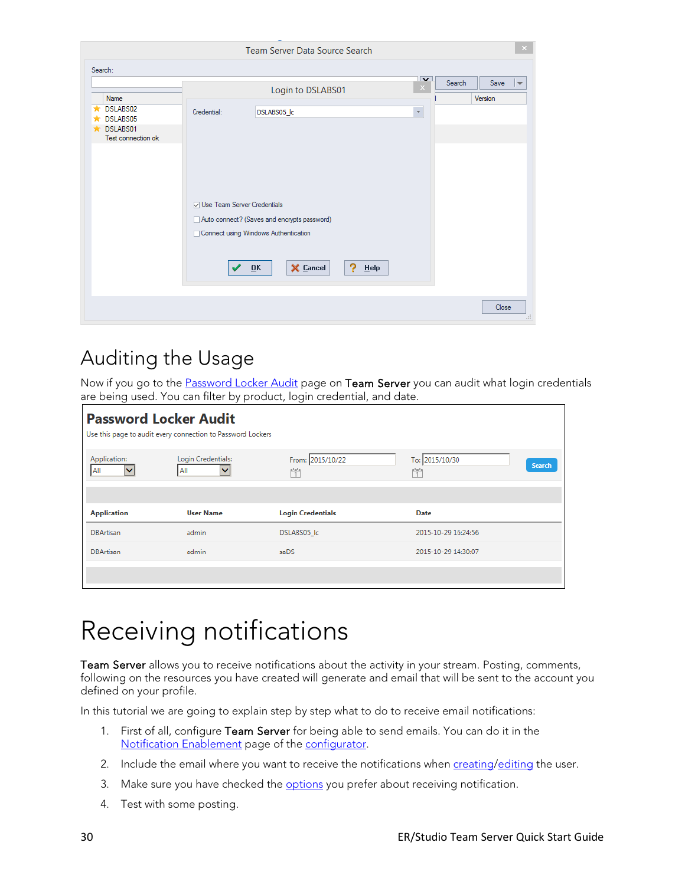## Auditing the Usage

Now if you go to the Password Locker Audit page on **Team Server** you can audit what login credentials are being used. You can filter by product, login credential, and date.

# Receiving notifications

**Team Server** allows you to receive notifications about the activity in your stream. Posting, comments, following on the resources you have created will generate and email that will be sent to the account you defined on your profile.

In this tutorial we are going to explain step by step what to do to receive email notifications:

1. First of all, configure **Team Server** for being able to send emails. You can do it in the Notification Enablement page of the configurator.
2. Include the email where you want to receive the notifications when creating/editing the user.
3. Make sure you have checked the options you prefer about receiving notification.
4. Test with some posting.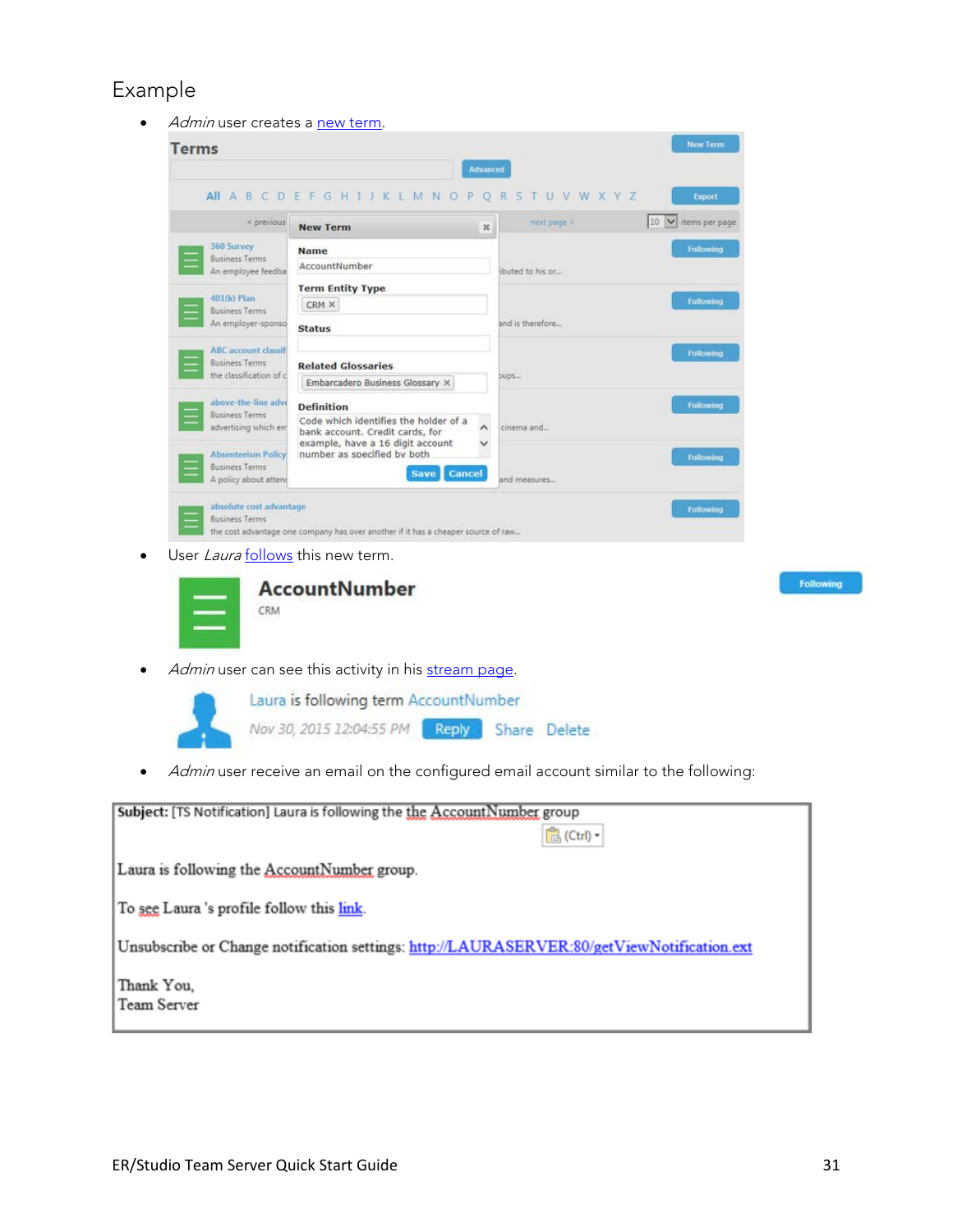## Example

- *Admin* user creates a new term.
- User *Laura* follows this new term.
- *Admin* user can see this activity in his stream page.
- *Admin* user receive an email on the configured email account similar to the following:

**Subject:** [TS Notification] Laura is following the the AccountNumber group

Laura is following the AccountNumber group.

To see Laura 's profile follow this link.

Unsubscribe or Change notification settings: http://LAURASERVER:80/getViewNotification.ext

Thank You,
Team Server